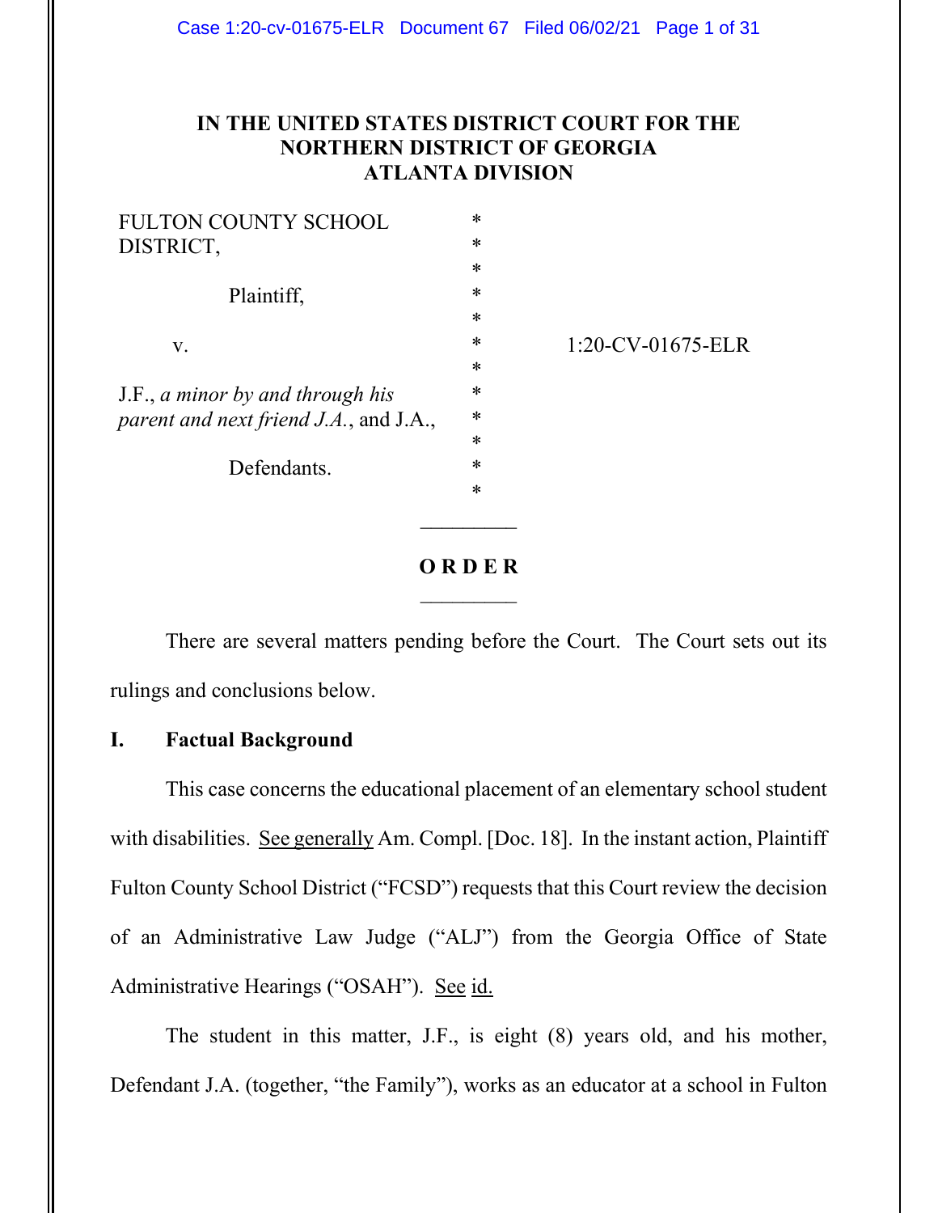**IN THE UNITED STATES DISTRICT COURT FOR THE NORTHERN DISTRICT OF GEORGIA ATLANTA DIVISION**

| | | |
|---|---|---|
| FULTON COUNTY SCHOOL DISTRICT, | * | |
| | * | |
| Plaintiff, | * | |
| | * | |
| v. | * | 1:20-CV-01675-ELR |
| | * | |
| J.F., *a minor by and through his parent and next friend J.A.*, and J.A., | * | |
| | * | |
| Defendants. | * | |

---

**O R D E R**

---

There are several matters pending before the Court. The Court sets out its rulings and conclusions below.

## I. Factual Background

This case concerns the educational placement of an elementary school student with disabilities. See generally Am. Compl. [Doc. 18]. In the instant action, Plaintiff Fulton County School District ("FCSD") requests that this Court review the decision of an Administrative Law Judge ("ALJ") from the Georgia Office of State Administrative Hearings ("OSAH"). See id.

The student in this matter, J.F., is eight (8) years old, and his mother, Defendant J.A. (together, "the Family"), works as an educator at a school in Fulton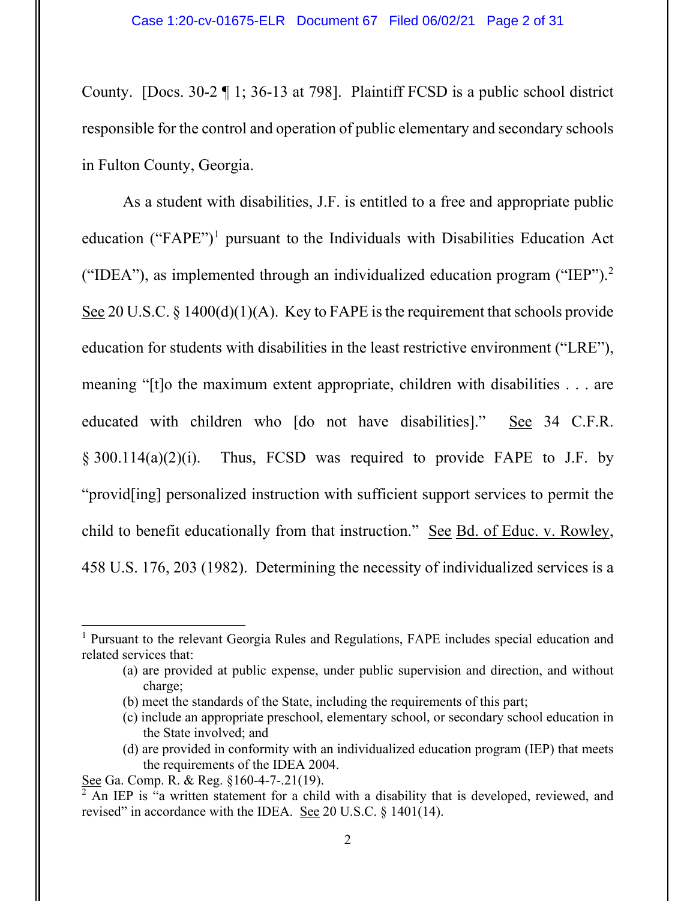County. [Docs. 30-2 ¶ 1; 36-13 at 798]. Plaintiff FCSD is a public school district responsible for the control and operation of public elementary and secondary schools in Fulton County, Georgia.

As a student with disabilities, J.F. is entitled to a free and appropriate public education ("FAPE")[1] pursuant to the Individuals with Disabilities Education Act ("IDEA"), as implemented through an individualized education program ("IEP").[2] See 20 U.S.C. § 1400(d)(1)(A). Key to FAPE is the requirement that schools provide education for students with disabilities in the least restrictive environment ("LRE"), meaning "[t]o the maximum extent appropriate, children with disabilities . . . are educated with children who [do not have disabilities]." See 34 C.F.R. § 300.114(a)(2)(i). Thus, FCSD was required to provide FAPE to J.F. by "provid[ing] personalized instruction with sufficient support services to permit the child to benefit educationally from that instruction." See Bd. of Educ. v. Rowley, 458 U.S. 176, 203 (1982). Determining the necessity of individualized services is a

---

[1] Pursuant to the relevant Georgia Rules and Regulations, FAPE includes special education and related services that:

> (a) are provided at public expense, under public supervision and direction, and without charge;
>
> (b) meet the standards of the State, including the requirements of this part;
>
> (c) include an appropriate preschool, elementary school, or secondary school education in the State involved; and
>
> (d) are provided in conformity with an individualized education program (IEP) that meets the requirements of the IDEA 2004.

See Ga. Comp. R. & Reg. §160-4-7-.21(19).

[2] An IEP is "a written statement for a child with a disability that is developed, reviewed, and revised" in accordance with the IDEA. See 20 U.S.C. § 1401(14).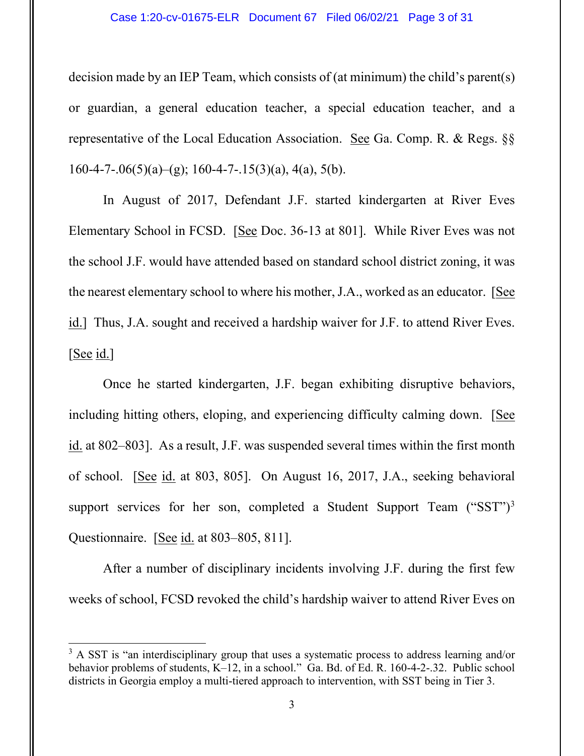decision made by an IEP Team, which consists of (at minimum) the child's parent(s) or guardian, a general education teacher, a special education teacher, and a representative of the Local Education Association. See Ga. Comp. R. & Regs. §§ 160-4-7-.06(5)(a)–(g); 160-4-7-.15(3)(a), 4(a), 5(b).

In August of 2017, Defendant J.F. started kindergarten at River Eves Elementary School in FCSD. [See Doc. 36-13 at 801]. While River Eves was not the school J.F. would have attended based on standard school district zoning, it was the nearest elementary school to where his mother, J.A., worked as an educator. [See id.] Thus, J.A. sought and received a hardship waiver for J.F. to attend River Eves. [See id.]

Once he started kindergarten, J.F. began exhibiting disruptive behaviors, including hitting others, eloping, and experiencing difficulty calming down. [See id. at 802–803]. As a result, J.F. was suspended several times within the first month of school. [See id. at 803, 805]. On August 16, 2017, J.A., seeking behavioral support services for her son, completed a Student Support Team ("SST")[3] Questionnaire. [See id. at 803–805, 811].

After a number of disciplinary incidents involving J.F. during the first few weeks of school, FCSD revoked the child's hardship waiver to attend River Eves on

---

[3] A SST is "an interdisciplinary group that uses a systematic process to address learning and/or behavior problems of students, K–12, in a school." Ga. Bd. of Ed. R. 160-4-2-.32. Public school districts in Georgia employ a multi-tiered approach to intervention, with SST being in Tier 3.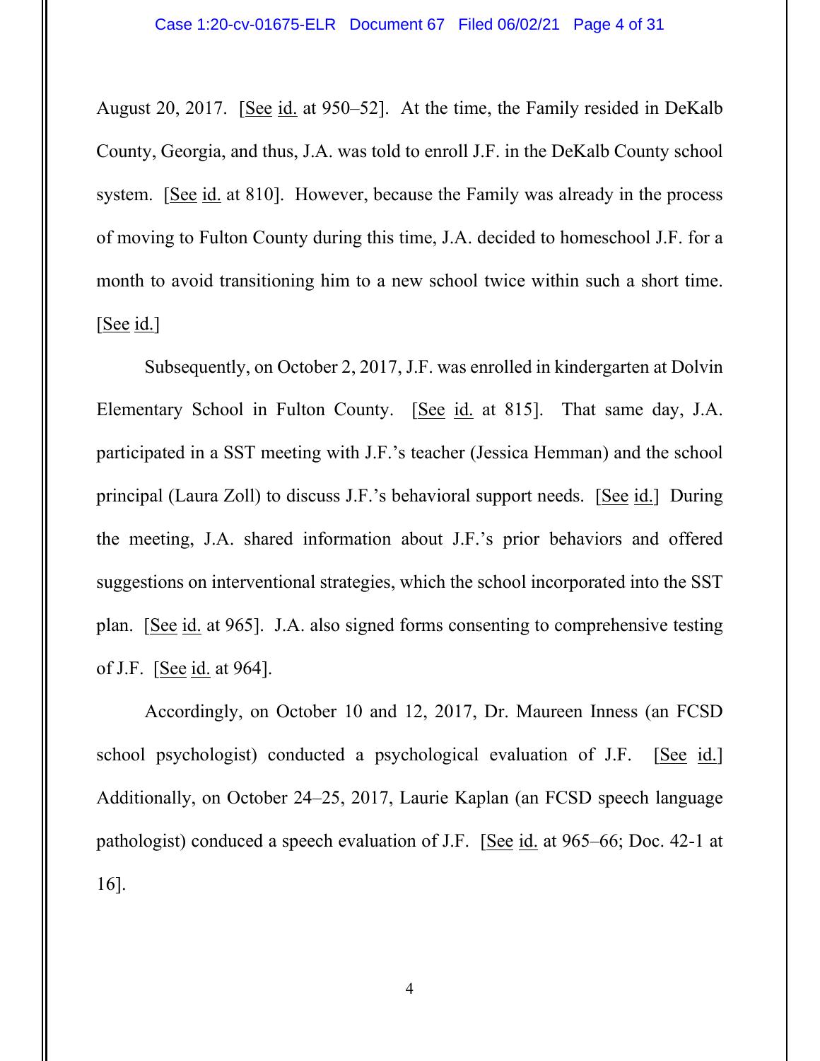August 20, 2017. [See id. at 950–52]. At the time, the Family resided in DeKalb County, Georgia, and thus, J.A. was told to enroll J.F. in the DeKalb County school system. [See id. at 810]. However, because the Family was already in the process of moving to Fulton County during this time, J.A. decided to homeschool J.F. for a month to avoid transitioning him to a new school twice within such a short time. [See id.]

Subsequently, on October 2, 2017, J.F. was enrolled in kindergarten at Dolvin Elementary School in Fulton County. [See id. at 815]. That same day, J.A. participated in a SST meeting with J.F.'s teacher (Jessica Hemman) and the school principal (Laura Zoll) to discuss J.F.'s behavioral support needs. [See id.] During the meeting, J.A. shared information about J.F.'s prior behaviors and offered suggestions on interventional strategies, which the school incorporated into the SST plan. [See id. at 965]. J.A. also signed forms consenting to comprehensive testing of J.F. [See id. at 964].

Accordingly, on October 10 and 12, 2017, Dr. Maureen Inness (an FCSD school psychologist) conducted a psychological evaluation of J.F. [See id.] Additionally, on October 24–25, 2017, Laurie Kaplan (an FCSD speech language pathologist) conduced a speech evaluation of J.F. [See id. at 965–66; Doc. 42-1 at 16].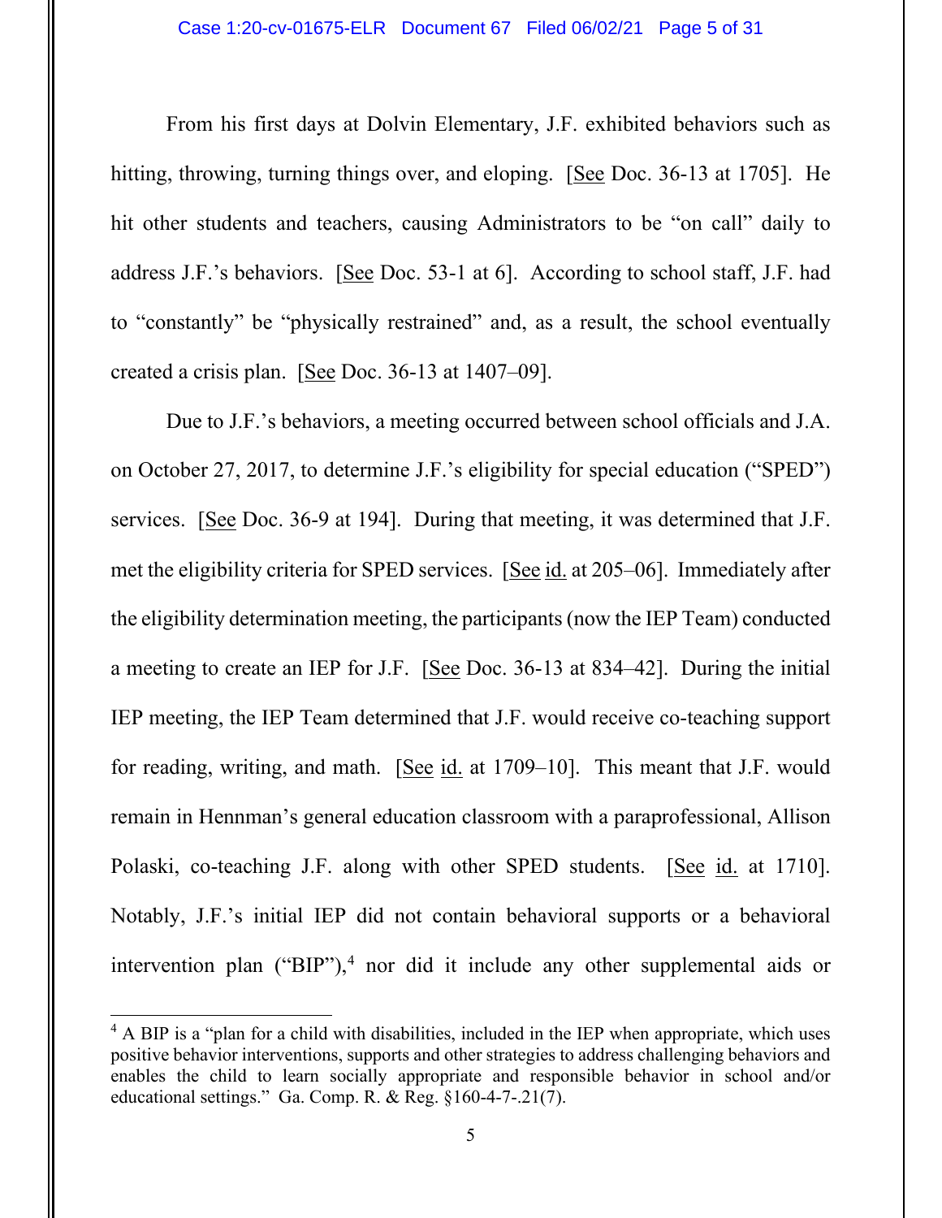From his first days at Dolvin Elementary, J.F. exhibited behaviors such as hitting, throwing, turning things over, and eloping. [See Doc. 36-13 at 1705]. He hit other students and teachers, causing Administrators to be "on call" daily to address J.F.'s behaviors. [See Doc. 53-1 at 6]. According to school staff, J.F. had to "constantly" be "physically restrained" and, as a result, the school eventually created a crisis plan. [See Doc. 36-13 at 1407–09].

Due to J.F.'s behaviors, a meeting occurred between school officials and J.A. on October 27, 2017, to determine J.F.'s eligibility for special education ("SPED") services. [See Doc. 36-9 at 194]. During that meeting, it was determined that J.F. met the eligibility criteria for SPED services. [See id. at 205–06]. Immediately after the eligibility determination meeting, the participants (now the IEP Team) conducted a meeting to create an IEP for J.F. [See Doc. 36-13 at 834–42]. During the initial IEP meeting, the IEP Team determined that J.F. would receive co-teaching support for reading, writing, and math. [See id. at 1709–10]. This meant that J.F. would remain in Hennman's general education classroom with a paraprofessional, Allison Polaski, co-teaching J.F. along with other SPED students. [See id. at 1710]. Notably, J.F.'s initial IEP did not contain behavioral supports or a behavioral intervention plan ("BIP"),[4] nor did it include any other supplemental aids or

[4] A BIP is a "plan for a child with disabilities, included in the IEP when appropriate, which uses positive behavior interventions, supports and other strategies to address challenging behaviors and enables the child to learn socially appropriate and responsible behavior in school and/or educational settings." Ga. Comp. R. & Reg. §160-4-7-.21(7).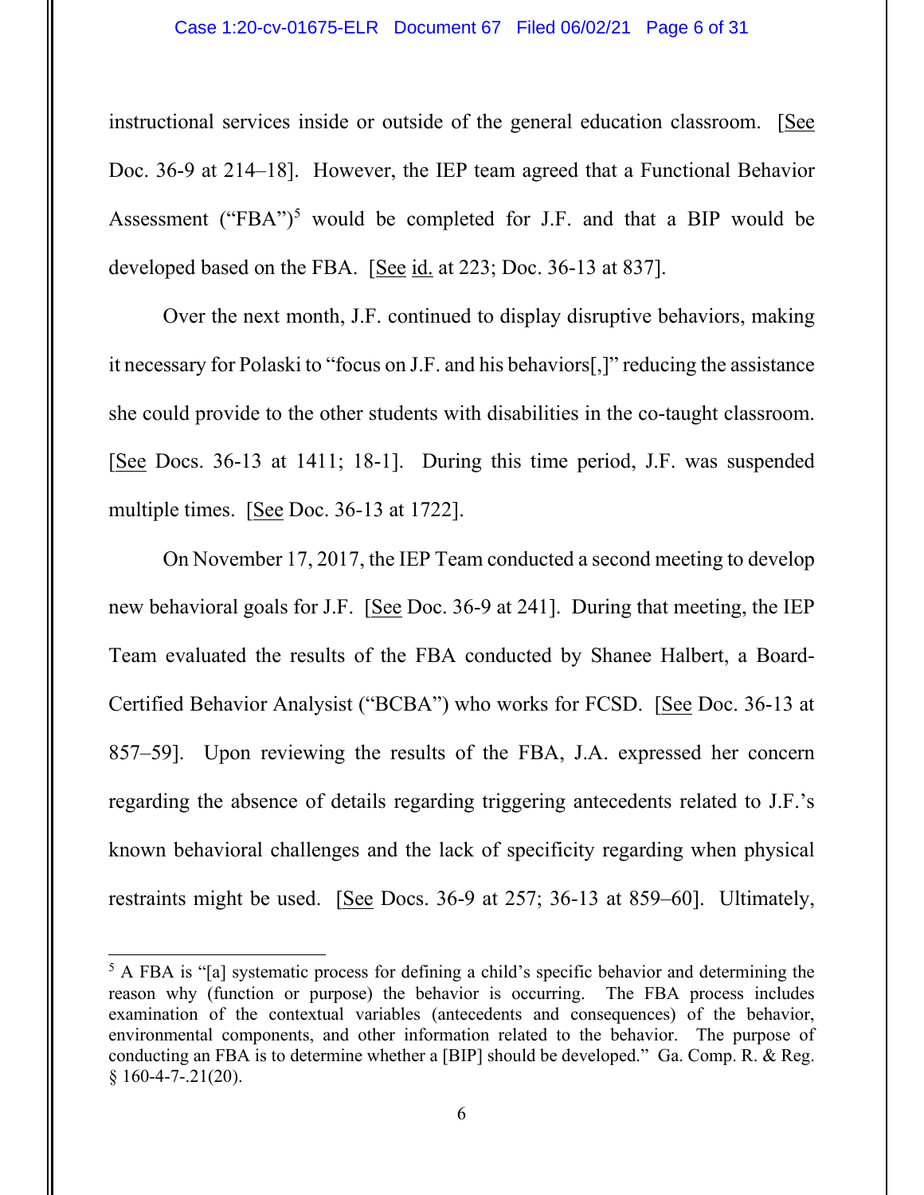instructional services inside or outside of the general education classroom. [See Doc. 36-9 at 214–18]. However, the IEP team agreed that a Functional Behavior Assessment ("FBA")[5] would be completed for J.F. and that a BIP would be developed based on the FBA. [See id. at 223; Doc. 36-13 at 837].

Over the next month, J.F. continued to display disruptive behaviors, making it necessary for Polaski to "focus on J.F. and his behaviors[,]" reducing the assistance she could provide to the other students with disabilities in the co-taught classroom. [See Docs. 36-13 at 1411; 18-1]. During this time period, J.F. was suspended multiple times. [See Doc. 36-13 at 1722].

On November 17, 2017, the IEP Team conducted a second meeting to develop new behavioral goals for J.F. [See Doc. 36-9 at 241]. During that meeting, the IEP Team evaluated the results of the FBA conducted by Shanee Halbert, a Board-Certified Behavior Analysist ("BCBA") who works for FCSD. [See Doc. 36-13 at 857–59]. Upon reviewing the results of the FBA, J.A. expressed her concern regarding the absence of details regarding triggering antecedents related to J.F.'s known behavioral challenges and the lack of specificity regarding when physical restraints might be used. [See Docs. 36-9 at 257; 36-13 at 859–60]. Ultimately,

---

[5] A FBA is "[a] systematic process for defining a child's specific behavior and determining the reason why (function or purpose) the behavior is occurring. The FBA process includes examination of the contextual variables (antecedents and consequences) of the behavior, environmental components, and other information related to the behavior. The purpose of conducting an FBA is to determine whether a [BIP] should be developed." Ga. Comp. R. & Reg. § 160-4-7-.21(20).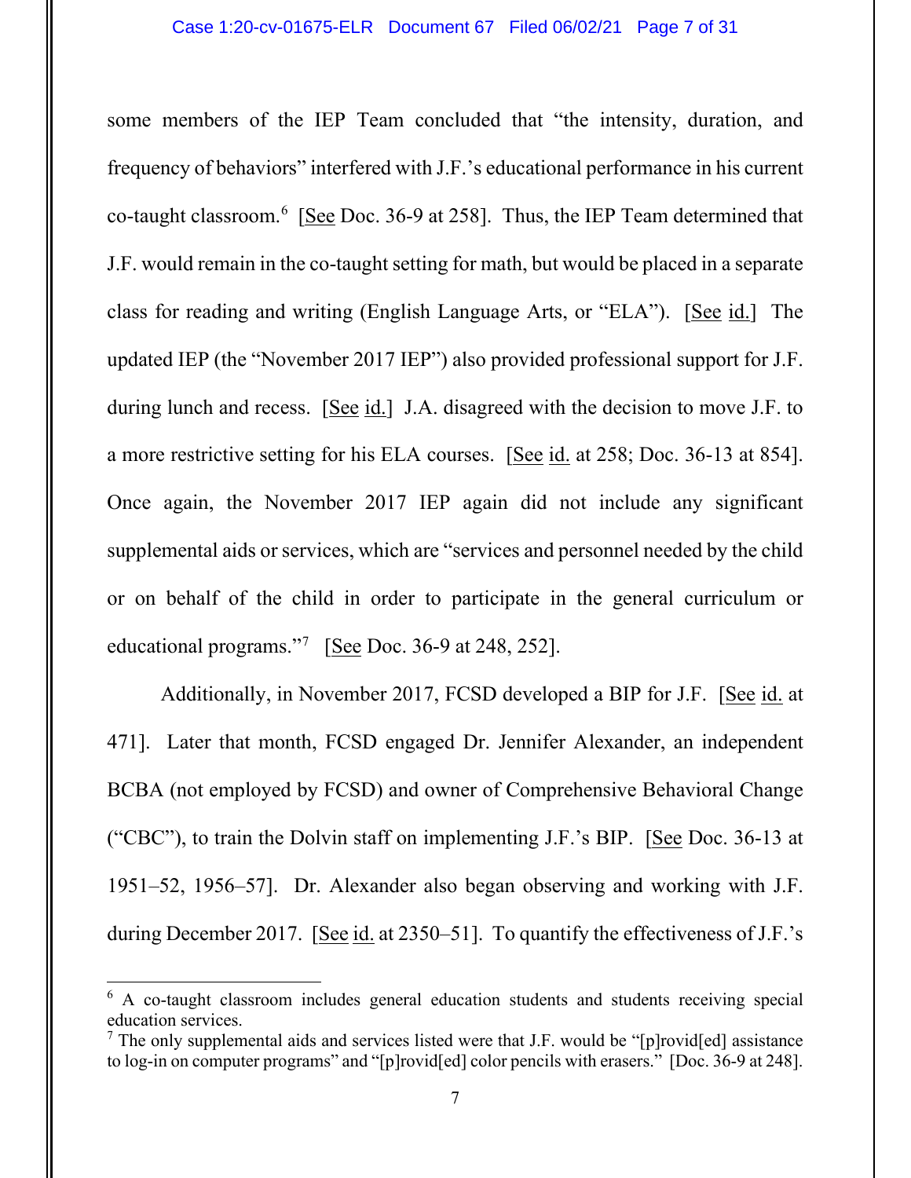some members of the IEP Team concluded that "the intensity, duration, and frequency of behaviors" interfered with J.F.'s educational performance in his current co-taught classroom.[6] [See Doc. 36-9 at 258]. Thus, the IEP Team determined that J.F. would remain in the co-taught setting for math, but would be placed in a separate class for reading and writing (English Language Arts, or "ELA"). [See id.] The updated IEP (the "November 2017 IEP") also provided professional support for J.F. during lunch and recess. [See id.] J.A. disagreed with the decision to move J.F. to a more restrictive setting for his ELA courses. [See id. at 258; Doc. 36-13 at 854]. Once again, the November 2017 IEP again did not include any significant supplemental aids or services, which are "services and personnel needed by the child or on behalf of the child in order to participate in the general curriculum or educational programs."[7] [See Doc. 36-9 at 248, 252].

Additionally, in November 2017, FCSD developed a BIP for J.F. [See id. at 471]. Later that month, FCSD engaged Dr. Jennifer Alexander, an independent BCBA (not employed by FCSD) and owner of Comprehensive Behavioral Change ("CBC"), to train the Dolvin staff on implementing J.F.'s BIP. [See Doc. 36-13 at 1951–52, 1956–57]. Dr. Alexander also began observing and working with J.F. during December 2017. [See id. at 2350–51]. To quantify the effectiveness of J.F.'s

---

[6] A co-taught classroom includes general education students and students receiving special education services.

[7] The only supplemental aids and services listed were that J.F. would be "[p]rovid[ed] assistance to log-in on computer programs" and "[p]rovid[ed] color pencils with erasers." [Doc. 36-9 at 248].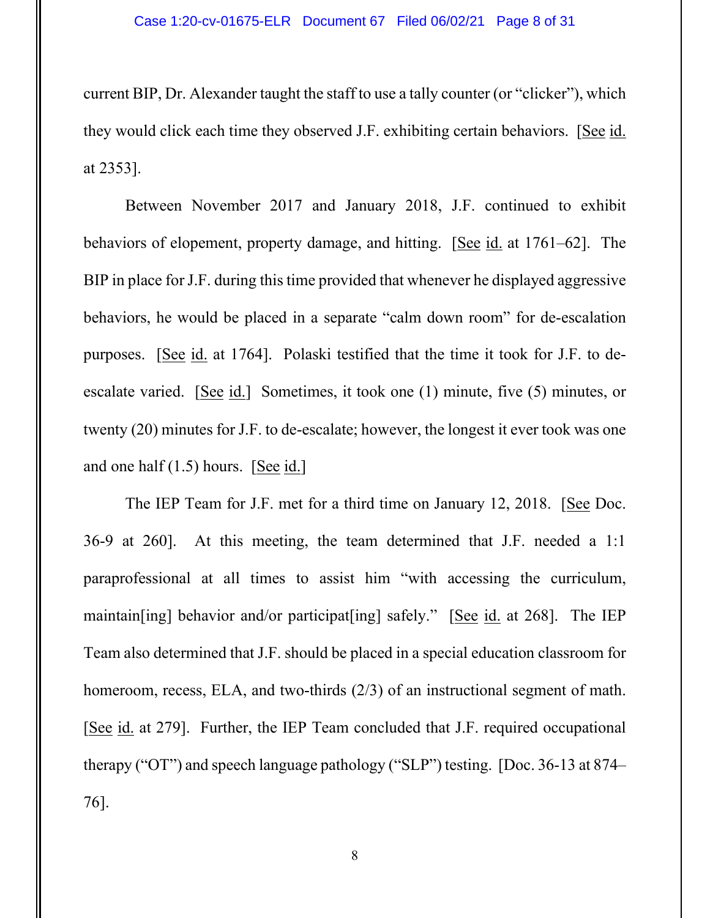current BIP, Dr. Alexander taught the staff to use a tally counter (or "clicker"), which they would click each time they observed J.F. exhibiting certain behaviors. [See id. at 2353].

Between November 2017 and January 2018, J.F. continued to exhibit behaviors of elopement, property damage, and hitting. [See id. at 1761–62]. The BIP in place for J.F. during this time provided that whenever he displayed aggressive behaviors, he would be placed in a separate "calm down room" for de-escalation purposes. [See id. at 1764]. Polaski testified that the time it took for J.F. to de-escalate varied. [See id.] Sometimes, it took one (1) minute, five (5) minutes, or twenty (20) minutes for J.F. to de-escalate; however, the longest it ever took was one and one half (1.5) hours. [See id.]

The IEP Team for J.F. met for a third time on January 12, 2018. [See Doc. 36-9 at 260]. At this meeting, the team determined that J.F. needed a 1:1 paraprofessional at all times to assist him "with accessing the curriculum, maintain[ing] behavior and/or participat[ing] safely." [See id. at 268]. The IEP Team also determined that J.F. should be placed in a special education classroom for homeroom, recess, ELA, and two-thirds (2/3) of an instructional segment of math. [See id. at 279]. Further, the IEP Team concluded that J.F. required occupational therapy ("OT") and speech language pathology ("SLP") testing. [Doc. 36-13 at 874–76].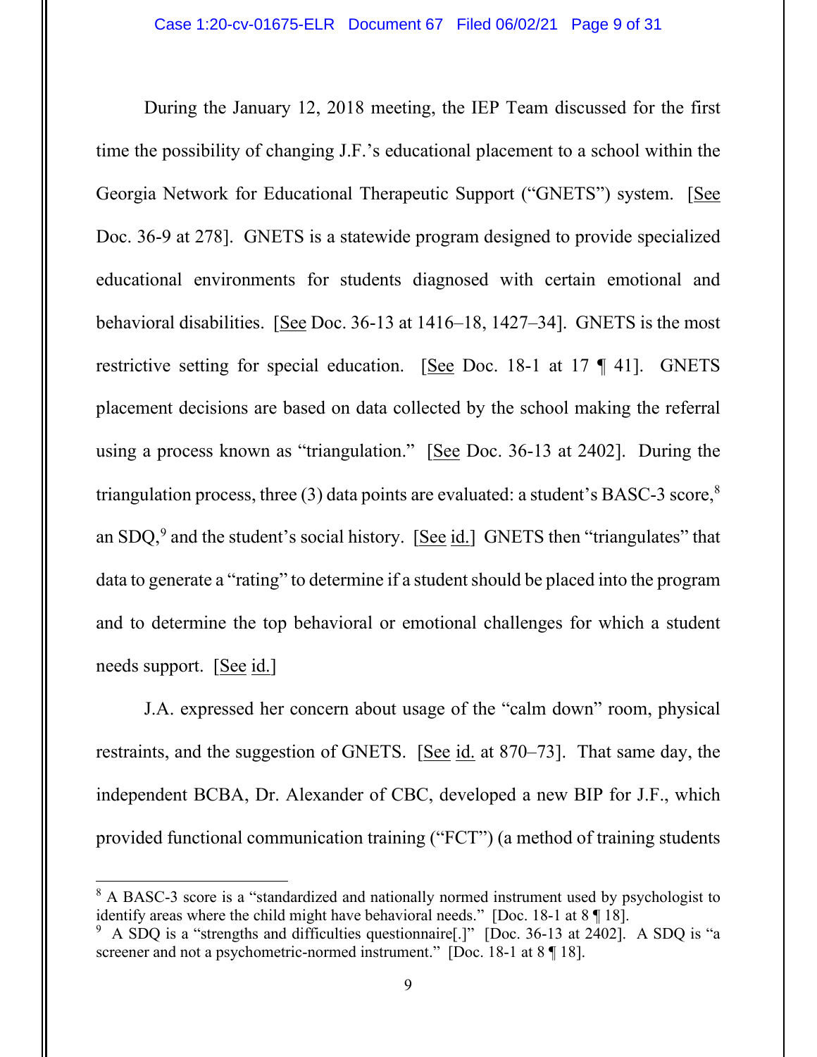During the January 12, 2018 meeting, the IEP Team discussed for the first time the possibility of changing J.F.'s educational placement to a school within the Georgia Network for Educational Therapeutic Support ("GNETS") system. [See Doc. 36-9 at 278]. GNETS is a statewide program designed to provide specialized educational environments for students diagnosed with certain emotional and behavioral disabilities. [See Doc. 36-13 at 1416–18, 1427–34]. GNETS is the most restrictive setting for special education. [See Doc. 18-1 at 17 ¶ 41]. GNETS placement decisions are based on data collected by the school making the referral using a process known as "triangulation." [See Doc. 36-13 at 2402]. During the triangulation process, three (3) data points are evaluated: a student's BASC-3 score,[8] an SDQ,[9] and the student's social history. [See id.] GNETS then "triangulates" that data to generate a "rating" to determine if a student should be placed into the program and to determine the top behavioral or emotional challenges for which a student needs support. [See id.]

J.A. expressed her concern about usage of the "calm down" room, physical restraints, and the suggestion of GNETS. [See id. at 870–73]. That same day, the independent BCBA, Dr. Alexander of CBC, developed a new BIP for J.F., which provided functional communication training ("FCT") (a method of training students

---

[8] A BASC-3 score is a "standardized and nationally normed instrument used by psychologist to identify areas where the child might have behavioral needs." [Doc. 18-1 at 8 ¶ 18].

[9] A SDQ is a "strengths and difficulties questionnaire[.]" [Doc. 36-13 at 2402]. A SDQ is "a screener and not a psychometric-normed instrument." [Doc. 18-1 at 8 ¶ 18].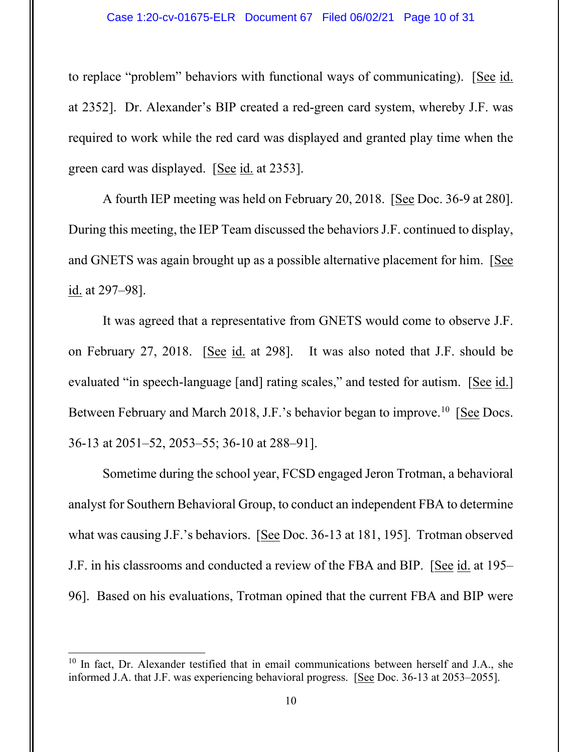to replace "problem" behaviors with functional ways of communicating). [See id. at 2352]. Dr. Alexander's BIP created a red-green card system, whereby J.F. was required to work while the red card was displayed and granted play time when the green card was displayed. [See id. at 2353].

A fourth IEP meeting was held on February 20, 2018. [See Doc. 36-9 at 280]. During this meeting, the IEP Team discussed the behaviors J.F. continued to display, and GNETS was again brought up as a possible alternative placement for him. [See id. at 297–98].

It was agreed that a representative from GNETS would come to observe J.F. on February 27, 2018. [See id. at 298]. It was also noted that J.F. should be evaluated "in speech-language [and] rating scales," and tested for autism. [See id.] Between February and March 2018, J.F.'s behavior began to improve.[10] [See Docs. 36-13 at 2051–52, 2053–55; 36-10 at 288–91].

Sometime during the school year, FCSD engaged Jeron Trotman, a behavioral analyst for Southern Behavioral Group, to conduct an independent FBA to determine what was causing J.F.'s behaviors. [See Doc. 36-13 at 181, 195]. Trotman observed J.F. in his classrooms and conducted a review of the FBA and BIP. [See id. at 195–96]. Based on his evaluations, Trotman opined that the current FBA and BIP were

---

[10] In fact, Dr. Alexander testified that in email communications between herself and J.A., she informed J.A. that J.F. was experiencing behavioral progress. [See Doc. 36-13 at 2053–2055].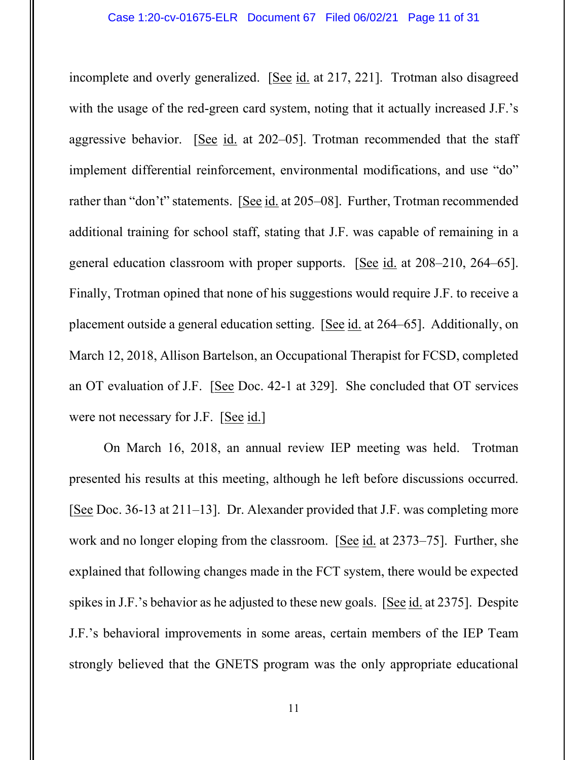incomplete and overly generalized. [See id. at 217, 221]. Trotman also disagreed with the usage of the red-green card system, noting that it actually increased J.F.'s aggressive behavior. [See id. at 202–05]. Trotman recommended that the staff implement differential reinforcement, environmental modifications, and use "do" rather than "don't" statements. [See id. at 205–08]. Further, Trotman recommended additional training for school staff, stating that J.F. was capable of remaining in a general education classroom with proper supports. [See id. at 208–210, 264–65]. Finally, Trotman opined that none of his suggestions would require J.F. to receive a placement outside a general education setting. [See id. at 264–65]. Additionally, on March 12, 2018, Allison Bartelson, an Occupational Therapist for FCSD, completed an OT evaluation of J.F. [See Doc. 42-1 at 329]. She concluded that OT services were not necessary for J.F. [See id.]

On March 16, 2018, an annual review IEP meeting was held. Trotman presented his results at this meeting, although he left before discussions occurred. [See Doc. 36-13 at 211–13]. Dr. Alexander provided that J.F. was completing more work and no longer eloping from the classroom. [See id. at 2373–75]. Further, she explained that following changes made in the FCT system, there would be expected spikes in J.F.'s behavior as he adjusted to these new goals. [See id. at 2375]. Despite J.F.'s behavioral improvements in some areas, certain members of the IEP Team strongly believed that the GNETS program was the only appropriate educational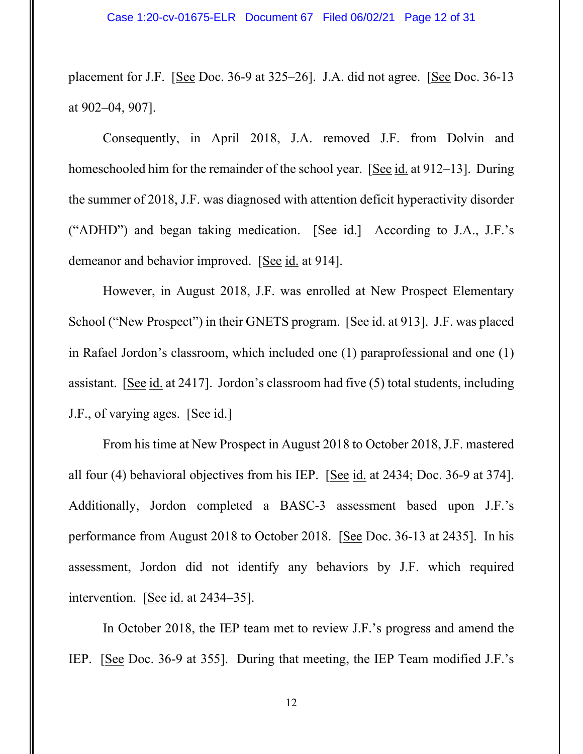placement for J.F. [See Doc. 36-9 at 325–26]. J.A. did not agree. [See Doc. 36-13 at 902–04, 907].

Consequently, in April 2018, J.A. removed J.F. from Dolvin and homeschooled him for the remainder of the school year. [See id. at 912–13]. During the summer of 2018, J.F. was diagnosed with attention deficit hyperactivity disorder ("ADHD") and began taking medication. [See id.] According to J.A., J.F.'s demeanor and behavior improved. [See id. at 914].

However, in August 2018, J.F. was enrolled at New Prospect Elementary School ("New Prospect") in their GNETS program. [See id. at 913]. J.F. was placed in Rafael Jordon's classroom, which included one (1) paraprofessional and one (1) assistant. [See id. at 2417]. Jordon's classroom had five (5) total students, including J.F., of varying ages. [See id.]

From his time at New Prospect in August 2018 to October 2018, J.F. mastered all four (4) behavioral objectives from his IEP. [See id. at 2434; Doc. 36-9 at 374]. Additionally, Jordon completed a BASC-3 assessment based upon J.F.'s performance from August 2018 to October 2018. [See Doc. 36-13 at 2435]. In his assessment, Jordon did not identify any behaviors by J.F. which required intervention. [See id. at 2434–35].

In October 2018, the IEP team met to review J.F.'s progress and amend the IEP. [See Doc. 36-9 at 355]. During that meeting, the IEP Team modified J.F.'s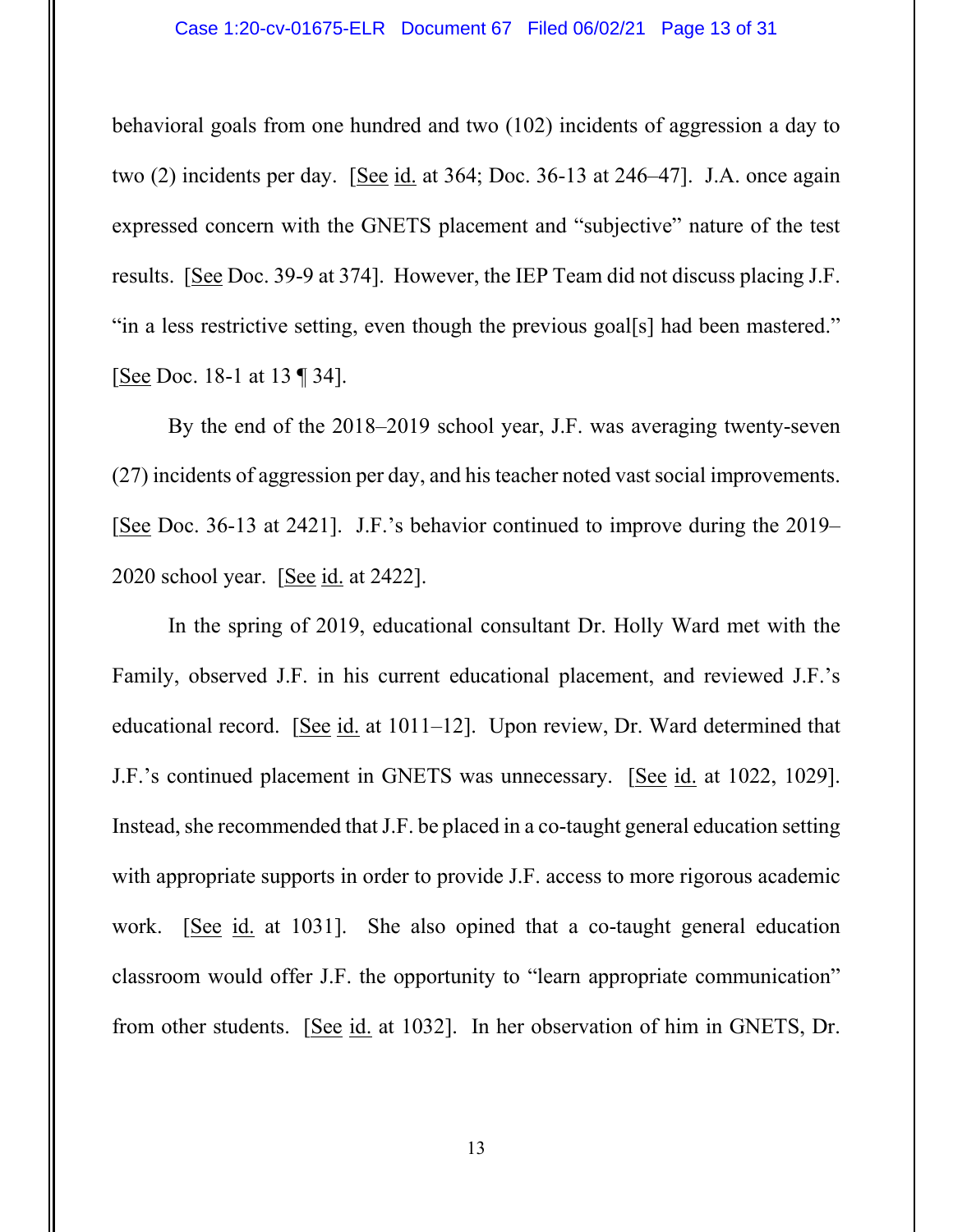behavioral goals from one hundred and two (102) incidents of aggression a day to two (2) incidents per day. [See id. at 364; Doc. 36-13 at 246–47]. J.A. once again expressed concern with the GNETS placement and "subjective" nature of the test results. [See Doc. 39-9 at 374]. However, the IEP Team did not discuss placing J.F. "in a less restrictive setting, even though the previous goal[s] had been mastered." [See Doc. 18-1 at 13 ¶ 34].

By the end of the 2018–2019 school year, J.F. was averaging twenty-seven (27) incidents of aggression per day, and his teacher noted vast social improvements. [See Doc. 36-13 at 2421]. J.F.'s behavior continued to improve during the 2019–2020 school year. [See id. at 2422].

In the spring of 2019, educational consultant Dr. Holly Ward met with the Family, observed J.F. in his current educational placement, and reviewed J.F.'s educational record. [See id. at 1011–12]. Upon review, Dr. Ward determined that J.F.'s continued placement in GNETS was unnecessary. [See id. at 1022, 1029]. Instead, she recommended that J.F. be placed in a co-taught general education setting with appropriate supports in order to provide J.F. access to more rigorous academic work. [See id. at 1031]. She also opined that a co-taught general education classroom would offer J.F. the opportunity to "learn appropriate communication" from other students. [See id. at 1032]. In her observation of him in GNETS, Dr.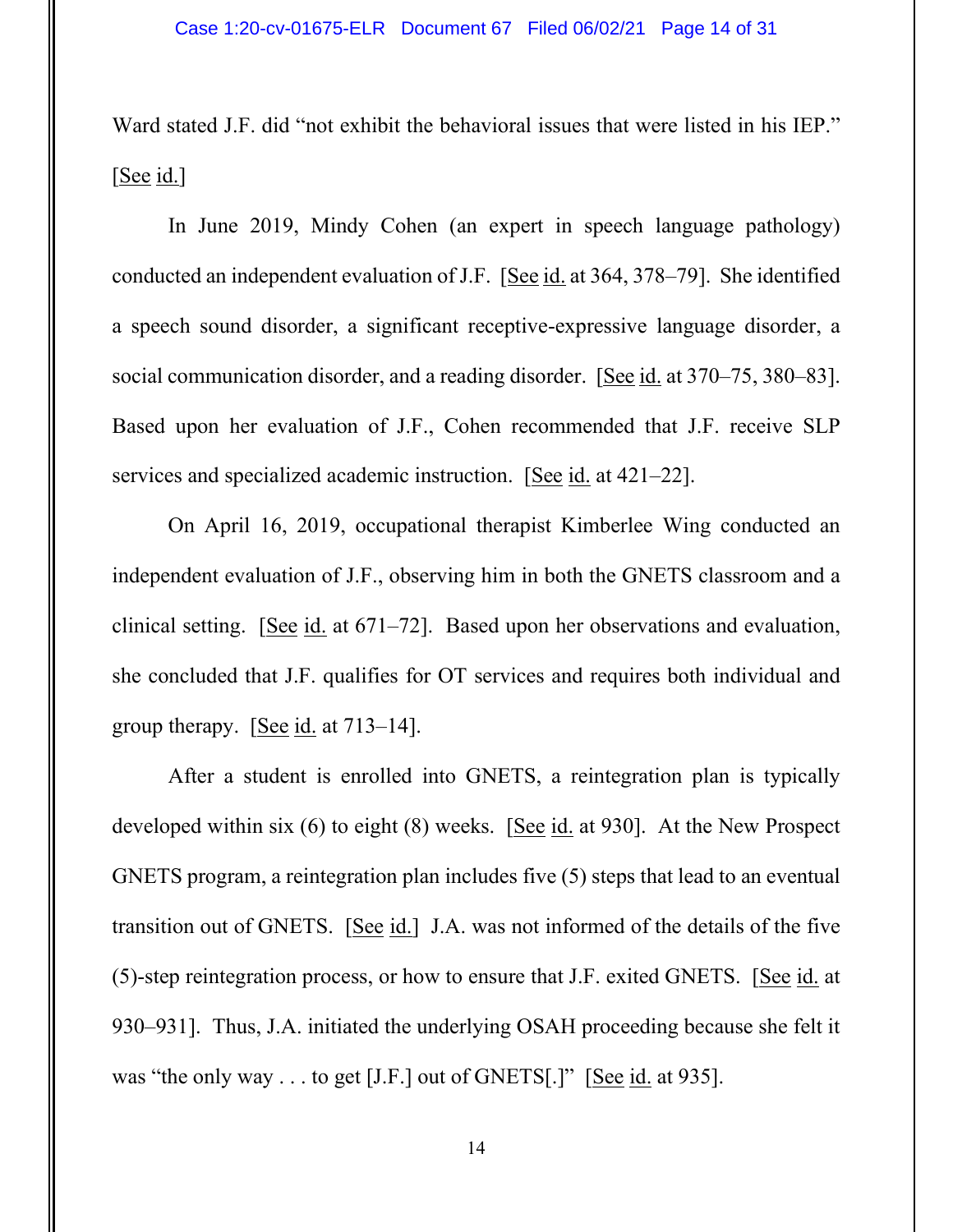Ward stated J.F. did "not exhibit the behavioral issues that were listed in his IEP." [See id.]

In June 2019, Mindy Cohen (an expert in speech language pathology) conducted an independent evaluation of J.F. [See id. at 364, 378–79]. She identified a speech sound disorder, a significant receptive-expressive language disorder, a social communication disorder, and a reading disorder. [See id. at 370–75, 380–83]. Based upon her evaluation of J.F., Cohen recommended that J.F. receive SLP services and specialized academic instruction. [See id. at 421–22].

On April 16, 2019, occupational therapist Kimberlee Wing conducted an independent evaluation of J.F., observing him in both the GNETS classroom and a clinical setting. [See id. at 671–72]. Based upon her observations and evaluation, she concluded that J.F. qualifies for OT services and requires both individual and group therapy. [See id. at 713–14].

After a student is enrolled into GNETS, a reintegration plan is typically developed within six (6) to eight (8) weeks. [See id. at 930]. At the New Prospect GNETS program, a reintegration plan includes five (5) steps that lead to an eventual transition out of GNETS. [See id.] J.A. was not informed of the details of the five (5)-step reintegration process, or how to ensure that J.F. exited GNETS. [See id. at 930–931]. Thus, J.A. initiated the underlying OSAH proceeding because she felt it was "the only way . . . to get [J.F.] out of GNETS[.]" [See id. at 935].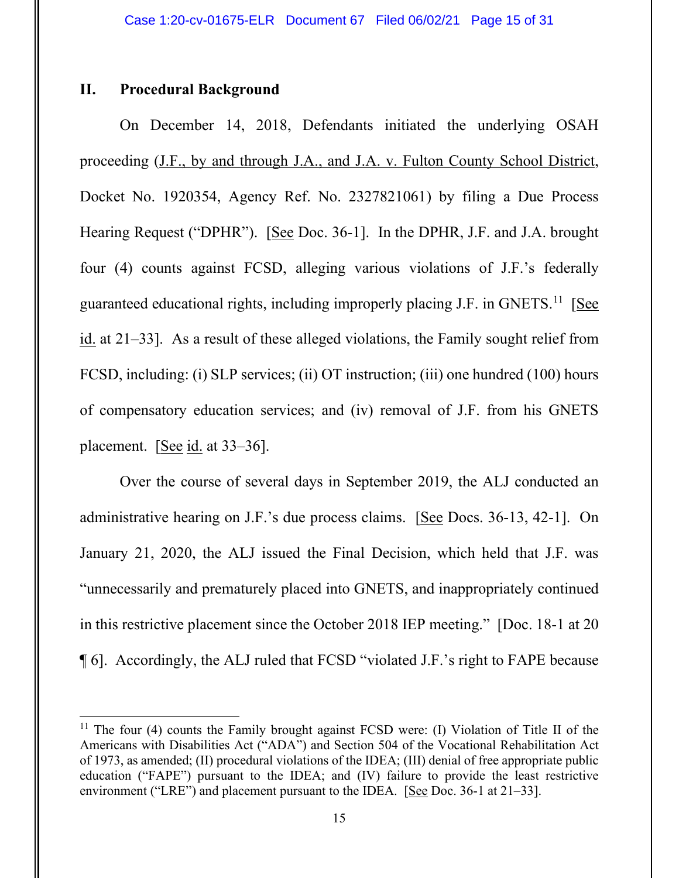## II. Procedural Background

On December 14, 2018, Defendants initiated the underlying OSAH proceeding (J.F., by and through J.A., and J.A. v. Fulton County School District, Docket No. 1920354, Agency Ref. No. 2327821061) by filing a Due Process Hearing Request ("DPHR"). [See Doc. 36-1]. In the DPHR, J.F. and J.A. brought four (4) counts against FCSD, alleging various violations of J.F.'s federally guaranteed educational rights, including improperly placing J.F. in GNETS.[11] [See id. at 21–33]. As a result of these alleged violations, the Family sought relief from FCSD, including: (i) SLP services; (ii) OT instruction; (iii) one hundred (100) hours of compensatory education services; and (iv) removal of J.F. from his GNETS placement. [See id. at 33–36].

Over the course of several days in September 2019, the ALJ conducted an administrative hearing on J.F.'s due process claims. [See Docs. 36-13, 42-1]. On January 21, 2020, the ALJ issued the Final Decision, which held that J.F. was "unnecessarily and prematurely placed into GNETS, and inappropriately continued in this restrictive placement since the October 2018 IEP meeting." [Doc. 18-1 at 20 ¶ 6]. Accordingly, the ALJ ruled that FCSD "violated J.F.'s right to FAPE because

---

[11] The four (4) counts the Family brought against FCSD were: (I) Violation of Title II of the Americans with Disabilities Act ("ADA") and Section 504 of the Vocational Rehabilitation Act of 1973, as amended; (II) procedural violations of the IDEA; (III) denial of free appropriate public education ("FAPE") pursuant to the IDEA; and (IV) failure to provide the least restrictive environment ("LRE") and placement pursuant to the IDEA. [See Doc. 36-1 at 21–33].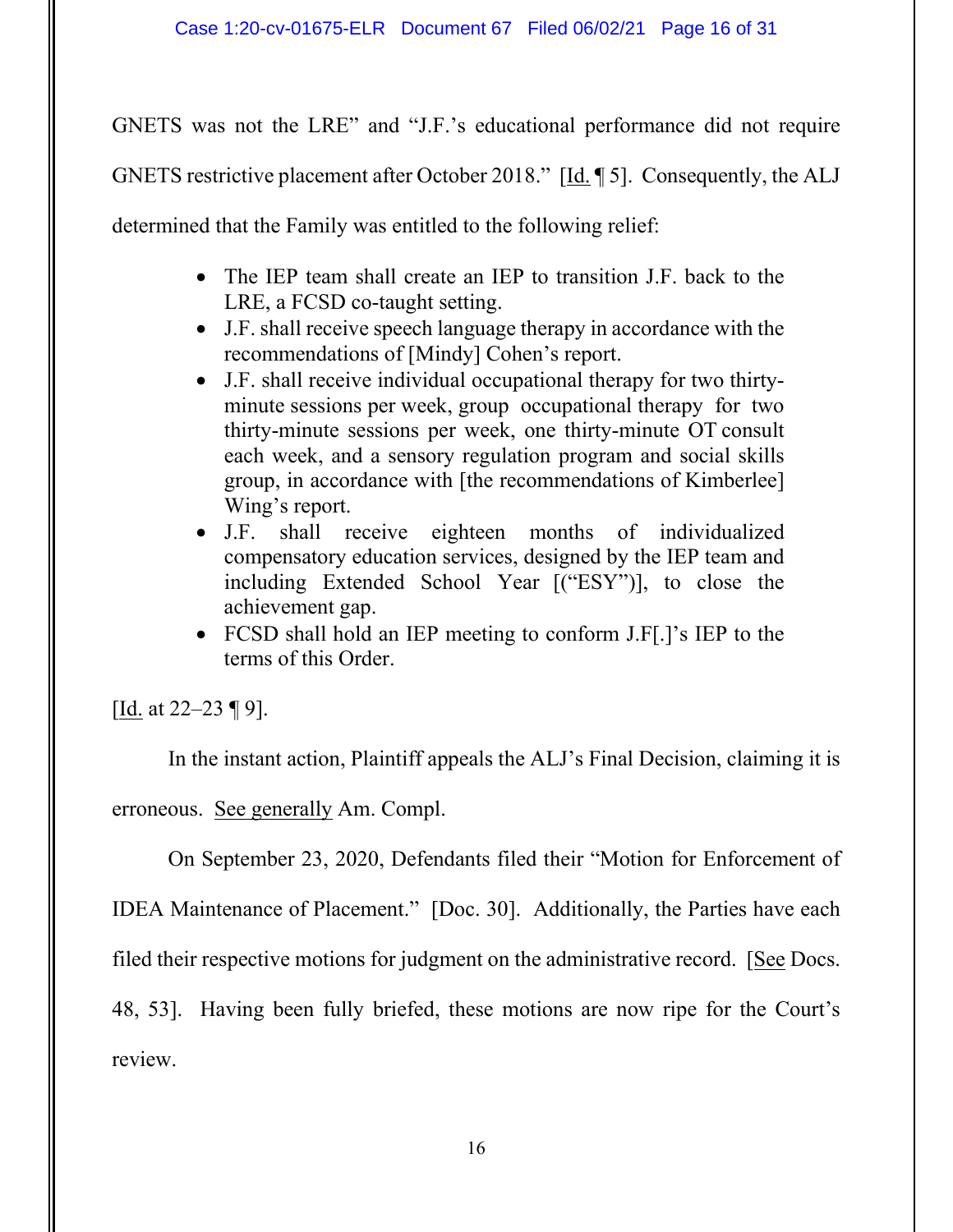GNETS was not the LRE" and "J.F.'s educational performance did not require GNETS restrictive placement after October 2018." [Id. ¶ 5]. Consequently, the ALJ determined that the Family was entitled to the following relief:

- The IEP team shall create an IEP to transition J.F. back to the LRE, a FCSD co-taught setting.
- J.F. shall receive speech language therapy in accordance with the recommendations of [Mindy] Cohen's report.
- J.F. shall receive individual occupational therapy for two thirty-minute sessions per week, group occupational therapy for two thirty-minute sessions per week, one thirty-minute OT consult each week, and a sensory regulation program and social skills group, in accordance with [the recommendations of Kimberlee] Wing's report.
- J.F. shall receive eighteen months of individualized compensatory education services, designed by the IEP team and including Extended School Year [("ESY")], to close the achievement gap.
- FCSD shall hold an IEP meeting to conform J.F[.]'s IEP to the terms of this Order.

[Id. at 22–23 ¶ 9].

In the instant action, Plaintiff appeals the ALJ's Final Decision, claiming it is erroneous. See generally Am. Compl.

On September 23, 2020, Defendants filed their "Motion for Enforcement of IDEA Maintenance of Placement." [Doc. 30]. Additionally, the Parties have each filed their respective motions for judgment on the administrative record. [See Docs. 48, 53]. Having been fully briefed, these motions are now ripe for the Court's review.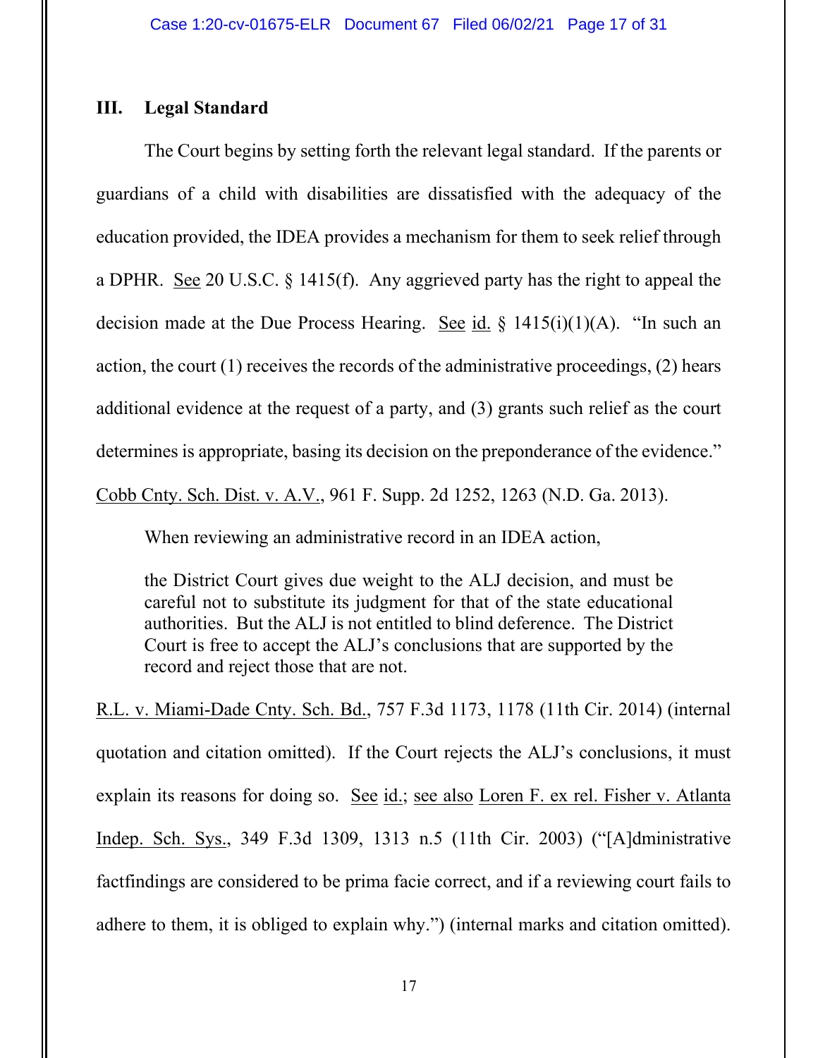## III. Legal Standard

The Court begins by setting forth the relevant legal standard. If the parents or guardians of a child with disabilities are dissatisfied with the adequacy of the education provided, the IDEA provides a mechanism for them to seek relief through a DPHR. See 20 U.S.C. § 1415(f). Any aggrieved party has the right to appeal the decision made at the Due Process Hearing. See id. § 1415(i)(1)(A). "In such an action, the court (1) receives the records of the administrative proceedings, (2) hears additional evidence at the request of a party, and (3) grants such relief as the court determines is appropriate, basing its decision on the preponderance of the evidence." Cobb Cnty. Sch. Dist. v. A.V., 961 F. Supp. 2d 1252, 1263 (N.D. Ga. 2013).

When reviewing an administrative record in an IDEA action,

> the District Court gives due weight to the ALJ decision, and must be careful not to substitute its judgment for that of the state educational authorities. But the ALJ is not entitled to blind deference. The District Court is free to accept the ALJ's conclusions that are supported by the record and reject those that are not.

R.L. v. Miami-Dade Cnty. Sch. Bd., 757 F.3d 1173, 1178 (11th Cir. 2014) (internal quotation and citation omitted). If the Court rejects the ALJ's conclusions, it must explain its reasons for doing so. See id.; see also Loren F. ex rel. Fisher v. Atlanta Indep. Sch. Sys., 349 F.3d 1309, 1313 n.5 (11th Cir. 2003) ("[A]dministrative factfindings are considered to be prima facie correct, and if a reviewing court fails to adhere to them, it is obliged to explain why.") (internal marks and citation omitted).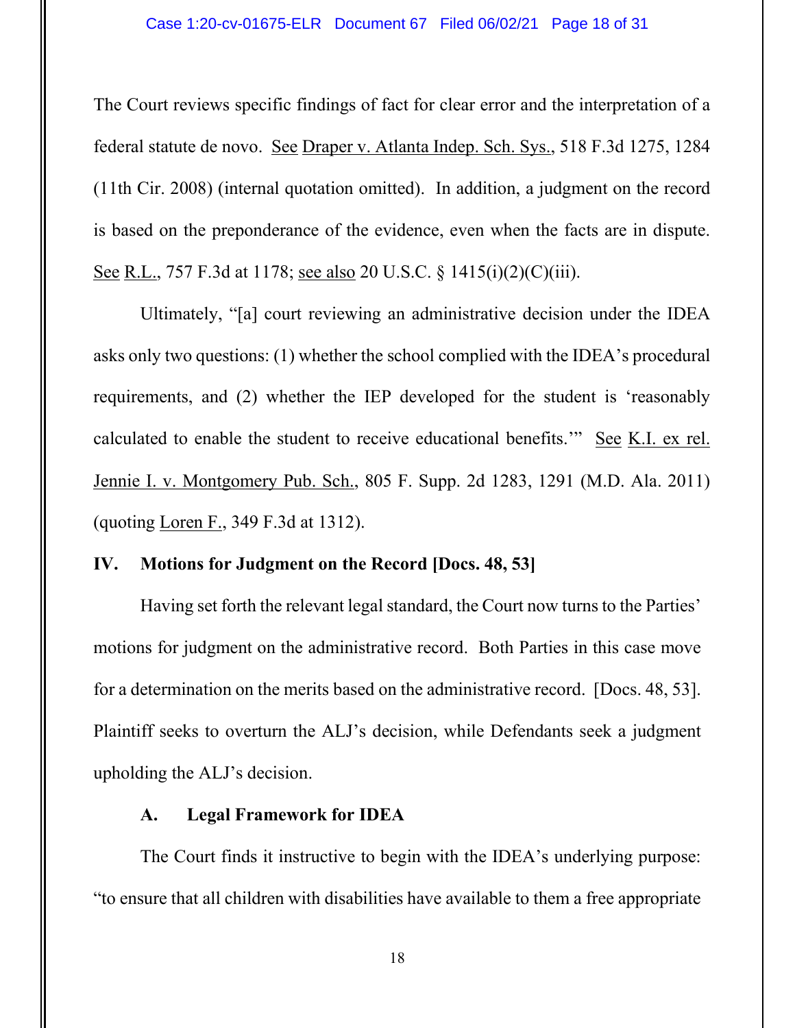The Court reviews specific findings of fact for clear error and the interpretation of a federal statute de novo. See Draper v. Atlanta Indep. Sch. Sys., 518 F.3d 1275, 1284 (11th Cir. 2008) (internal quotation omitted). In addition, a judgment on the record is based on the preponderance of the evidence, even when the facts are in dispute. See R.L., 757 F.3d at 1178; see also 20 U.S.C. § 1415(i)(2)(C)(iii).

Ultimately, "[a] court reviewing an administrative decision under the IDEA asks only two questions: (1) whether the school complied with the IDEA's procedural requirements, and (2) whether the IEP developed for the student is 'reasonably calculated to enable the student to receive educational benefits.'" See K.I. ex rel. Jennie I. v. Montgomery Pub. Sch., 805 F. Supp. 2d 1283, 1291 (M.D. Ala. 2011) (quoting Loren F., 349 F.3d at 1312).

## IV. Motions for Judgment on the Record [Docs. 48, 53]

Having set forth the relevant legal standard, the Court now turns to the Parties' motions for judgment on the administrative record. Both Parties in this case move for a determination on the merits based on the administrative record. [Docs. 48, 53]. Plaintiff seeks to overturn the ALJ's decision, while Defendants seek a judgment upholding the ALJ's decision.

### A. Legal Framework for IDEA

The Court finds it instructive to begin with the IDEA's underlying purpose: "to ensure that all children with disabilities have available to them a free appropriate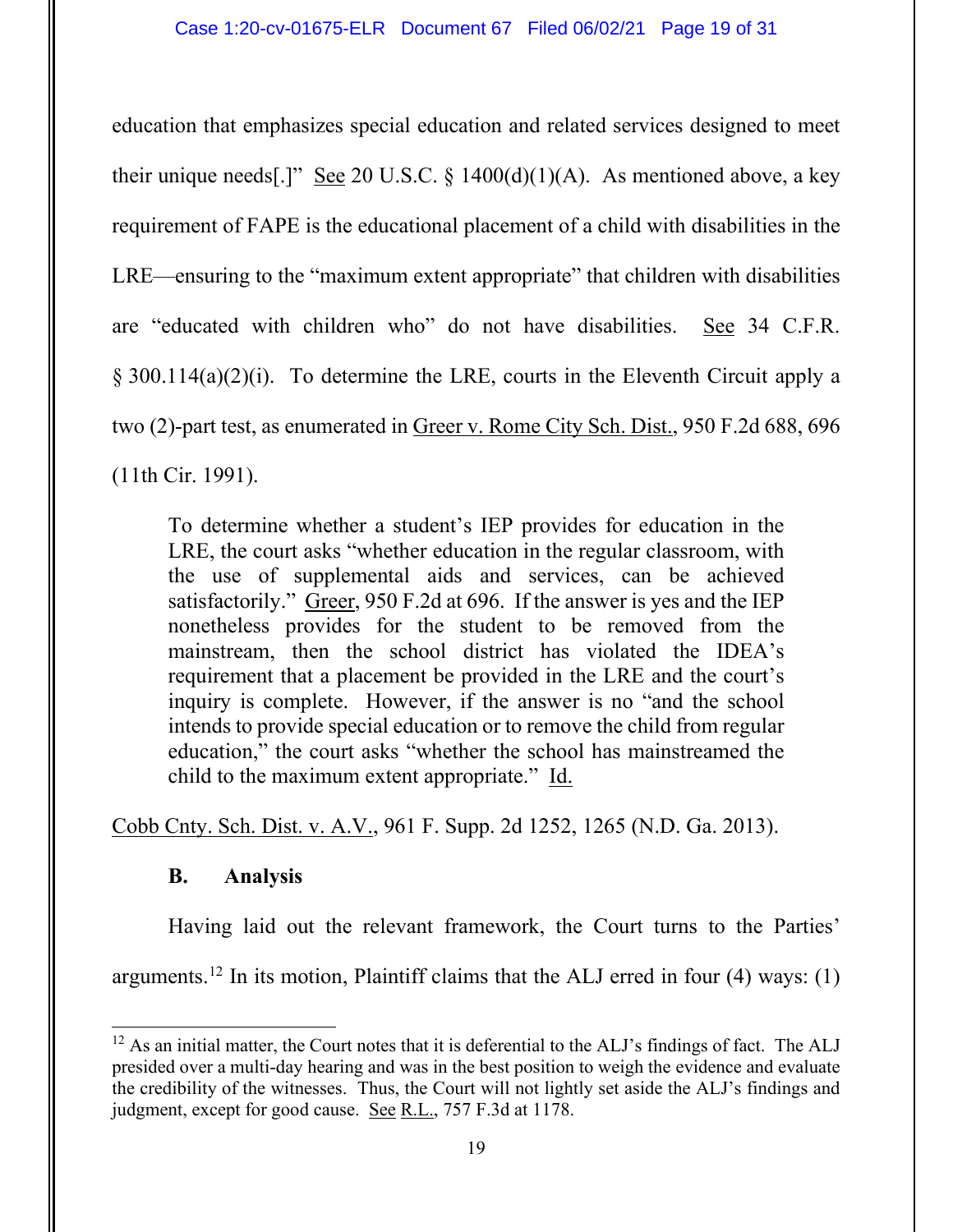education that emphasizes special education and related services designed to meet their unique needs[.]" See 20 U.S.C. § 1400(d)(1)(A). As mentioned above, a key requirement of FAPE is the educational placement of a child with disabilities in the LRE—ensuring to the "maximum extent appropriate" that children with disabilities are "educated with children who" do not have disabilities. See 34 C.F.R. § 300.114(a)(2)(i). To determine the LRE, courts in the Eleventh Circuit apply a two (2)-part test, as enumerated in Greer v. Rome City Sch. Dist., 950 F.2d 688, 696 (11th Cir. 1991).

> To determine whether a student's IEP provides for education in the LRE, the court asks "whether education in the regular classroom, with the use of supplemental aids and services, can be achieved satisfactorily." Greer, 950 F.2d at 696. If the answer is yes and the IEP nonetheless provides for the student to be removed from the mainstream, then the school district has violated the IDEA's requirement that a placement be provided in the LRE and the court's inquiry is complete. However, if the answer is no "and the school intends to provide special education or to remove the child from regular education," the court asks "whether the school has mainstreamed the child to the maximum extent appropriate." Id.

Cobb Cnty. Sch. Dist. v. A.V., 961 F. Supp. 2d 1252, 1265 (N.D. Ga. 2013).

### B. Analysis

Having laid out the relevant framework, the Court turns to the Parties' arguments.[12] In its motion, Plaintiff claims that the ALJ erred in four (4) ways: (1)

---

[12] As an initial matter, the Court notes that it is deferential to the ALJ's findings of fact. The ALJ presided over a multi-day hearing and was in the best position to weigh the evidence and evaluate the credibility of the witnesses. Thus, the Court will not lightly set aside the ALJ's findings and judgment, except for good cause. See R.L., 757 F.3d at 1178.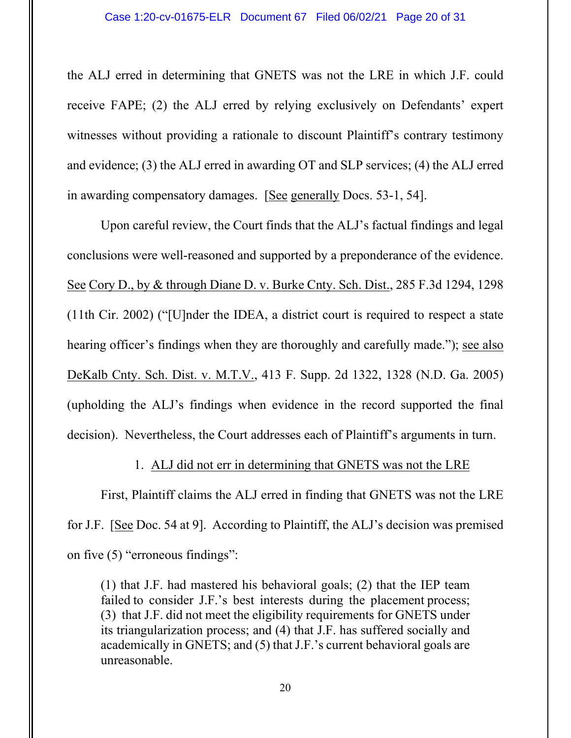the ALJ erred in determining that GNETS was not the LRE in which J.F. could receive FAPE; (2) the ALJ erred by relying exclusively on Defendants' expert witnesses without providing a rationale to discount Plaintiff's contrary testimony and evidence; (3) the ALJ erred in awarding OT and SLP services; (4) the ALJ erred in awarding compensatory damages. [See generally Docs. 53-1, 54].

Upon careful review, the Court finds that the ALJ's factual findings and legal conclusions were well-reasoned and supported by a preponderance of the evidence. See Cory D., by & through Diane D. v. Burke Cnty. Sch. Dist., 285 F.3d 1294, 1298 (11th Cir. 2002) ("[U]nder the IDEA, a district court is required to respect a state hearing officer's findings when they are thoroughly and carefully made."); see also DeKalb Cnty. Sch. Dist. v. M.T.V., 413 F. Supp. 2d 1322, 1328 (N.D. Ga. 2005) (upholding the ALJ's findings when evidence in the record supported the final decision). Nevertheless, the Court addresses each of Plaintiff's arguments in turn.

1. ALJ did not err in determining that GNETS was not the LRE

First, Plaintiff claims the ALJ erred in finding that GNETS was not the LRE for J.F. [See Doc. 54 at 9]. According to Plaintiff, the ALJ's decision was premised on five (5) "erroneous findings":

> (1) that J.F. had mastered his behavioral goals; (2) that the IEP team failed to consider J.F.'s best interests during the placement process; (3) that J.F. did not meet the eligibility requirements for GNETS under its triangularization process; and (4) that J.F. has suffered socially and academically in GNETS; and (5) that J.F.'s current behavioral goals are unreasonable.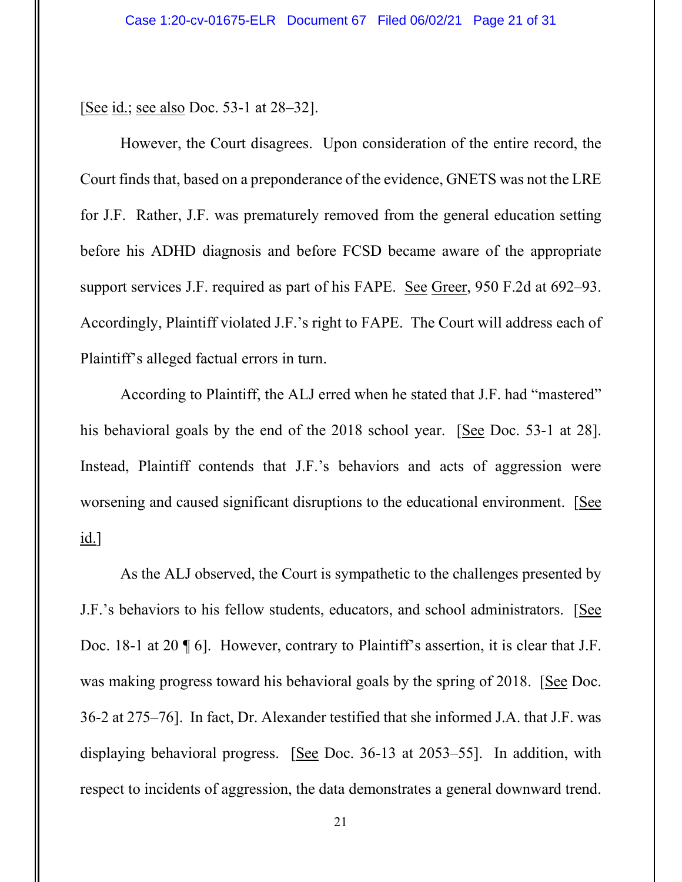[See id.; see also Doc. 53-1 at 28–32].

However, the Court disagrees. Upon consideration of the entire record, the Court finds that, based on a preponderance of the evidence, GNETS was not the LRE for J.F. Rather, J.F. was prematurely removed from the general education setting before his ADHD diagnosis and before FCSD became aware of the appropriate support services J.F. required as part of his FAPE. See Greer, 950 F.2d at 692–93. Accordingly, Plaintiff violated J.F.'s right to FAPE. The Court will address each of Plaintiff's alleged factual errors in turn.

According to Plaintiff, the ALJ erred when he stated that J.F. had "mastered" his behavioral goals by the end of the 2018 school year. [See Doc. 53-1 at 28]. Instead, Plaintiff contends that J.F.'s behaviors and acts of aggression were worsening and caused significant disruptions to the educational environment. [See id.]

As the ALJ observed, the Court is sympathetic to the challenges presented by J.F.'s behaviors to his fellow students, educators, and school administrators. [See Doc. 18-1 at 20 ¶ 6]. However, contrary to Plaintiff's assertion, it is clear that J.F. was making progress toward his behavioral goals by the spring of 2018. [See Doc. 36-2 at 275–76]. In fact, Dr. Alexander testified that she informed J.A. that J.F. was displaying behavioral progress. [See Doc. 36-13 at 2053–55]. In addition, with respect to incidents of aggression, the data demonstrates a general downward trend.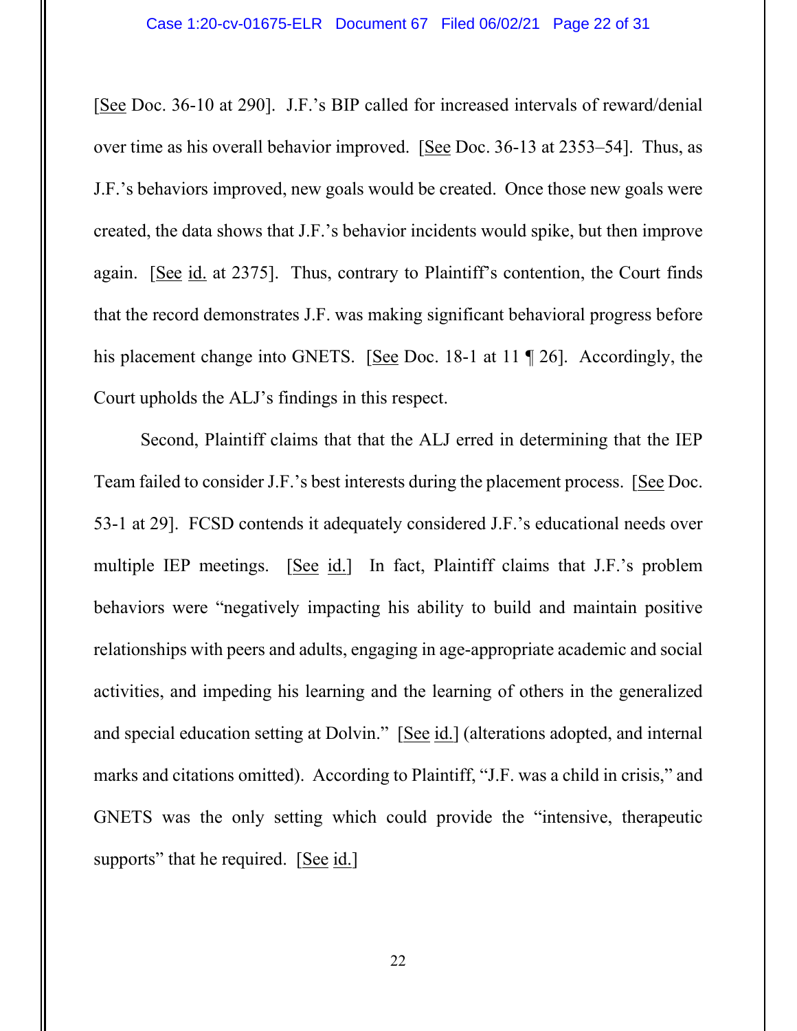[See Doc. 36-10 at 290]. J.F.'s BIP called for increased intervals of reward/denial over time as his overall behavior improved. [See Doc. 36-13 at 2353–54]. Thus, as J.F.'s behaviors improved, new goals would be created. Once those new goals were created, the data shows that J.F.'s behavior incidents would spike, but then improve again. [See id. at 2375]. Thus, contrary to Plaintiff's contention, the Court finds that the record demonstrates J.F. was making significant behavioral progress before his placement change into GNETS. [See Doc. 18-1 at 11 ¶ 26]. Accordingly, the Court upholds the ALJ's findings in this respect.

Second, Plaintiff claims that that the ALJ erred in determining that the IEP Team failed to consider J.F.'s best interests during the placement process. [See Doc. 53-1 at 29]. FCSD contends it adequately considered J.F.'s educational needs over multiple IEP meetings. [See id.] In fact, Plaintiff claims that J.F.'s problem behaviors were "negatively impacting his ability to build and maintain positive relationships with peers and adults, engaging in age-appropriate academic and social activities, and impeding his learning and the learning of others in the generalized and special education setting at Dolvin." [See id.] (alterations adopted, and internal marks and citations omitted). According to Plaintiff, "J.F. was a child in crisis," and GNETS was the only setting which could provide the "intensive, therapeutic supports" that he required. [See id.]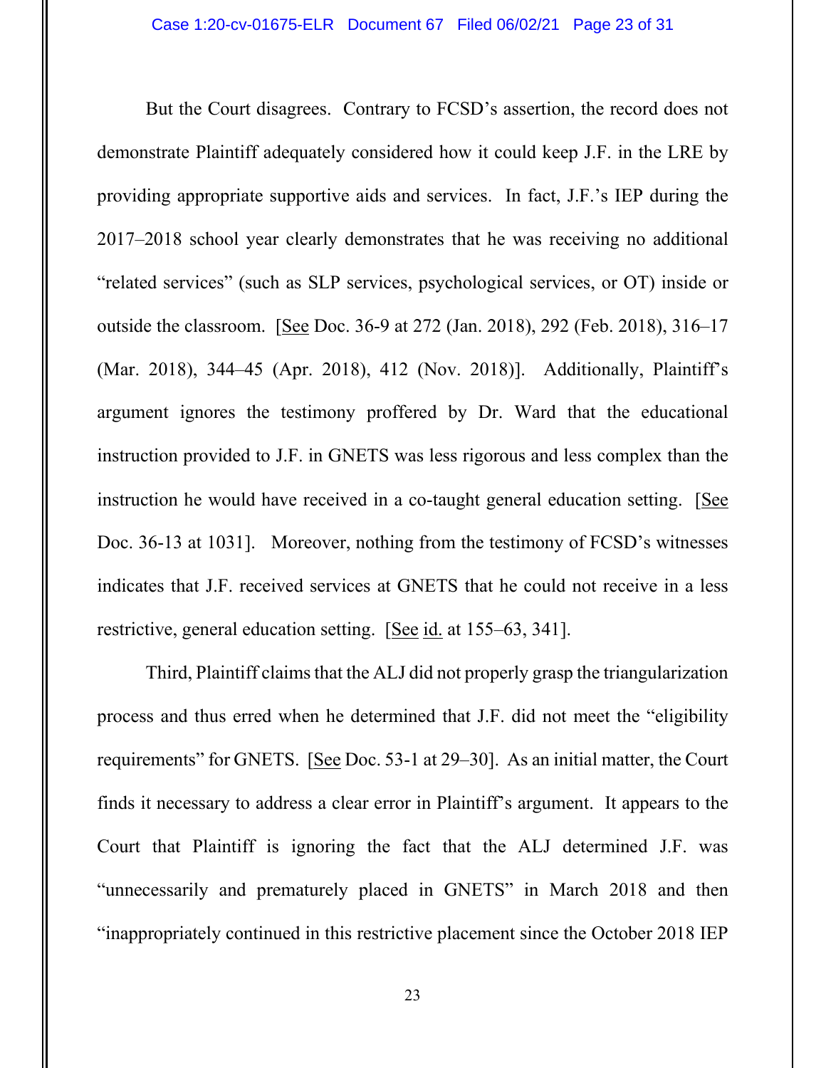But the Court disagrees. Contrary to FCSD's assertion, the record does not demonstrate Plaintiff adequately considered how it could keep J.F. in the LRE by providing appropriate supportive aids and services. In fact, J.F.'s IEP during the 2017–2018 school year clearly demonstrates that he was receiving no additional "related services" (such as SLP services, psychological services, or OT) inside or outside the classroom. [See Doc. 36-9 at 272 (Jan. 2018), 292 (Feb. 2018), 316–17 (Mar. 2018), 344–45 (Apr. 2018), 412 (Nov. 2018)]. Additionally, Plaintiff's argument ignores the testimony proffered by Dr. Ward that the educational instruction provided to J.F. in GNETS was less rigorous and less complex than the instruction he would have received in a co-taught general education setting. [See Doc. 36-13 at 1031]. Moreover, nothing from the testimony of FCSD's witnesses indicates that J.F. received services at GNETS that he could not receive in a less restrictive, general education setting. [See id. at 155–63, 341].

Third, Plaintiff claims that the ALJ did not properly grasp the triangularization process and thus erred when he determined that J.F. did not meet the "eligibility requirements" for GNETS. [See Doc. 53-1 at 29–30]. As an initial matter, the Court finds it necessary to address a clear error in Plaintiff's argument. It appears to the Court that Plaintiff is ignoring the fact that the ALJ determined J.F. was "unnecessarily and prematurely placed in GNETS" in March 2018 and then "inappropriately continued in this restrictive placement since the October 2018 IEP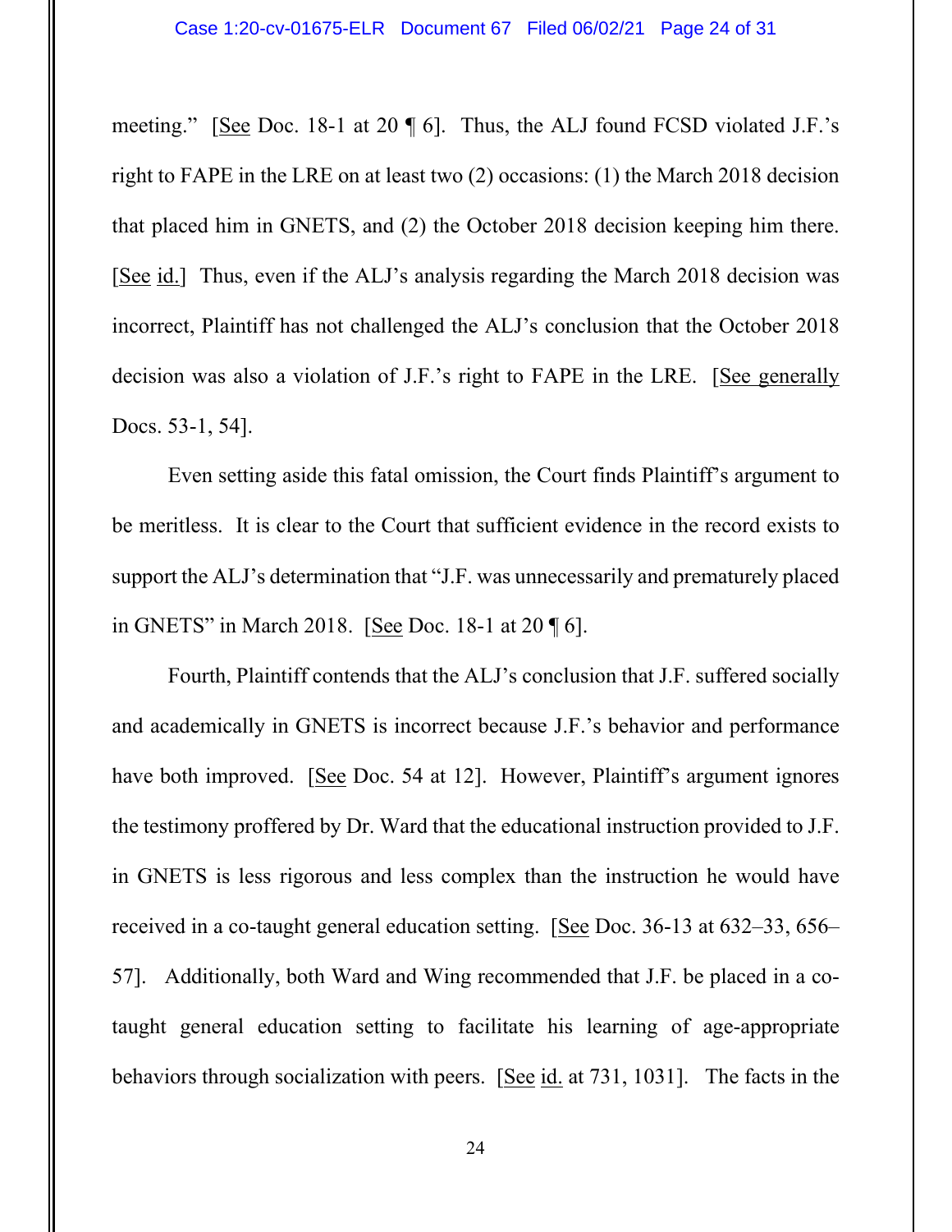meeting." [See Doc. 18-1 at 20 ¶ 6]. Thus, the ALJ found FCSD violated J.F.'s right to FAPE in the LRE on at least two (2) occasions: (1) the March 2018 decision that placed him in GNETS, and (2) the October 2018 decision keeping him there. [See id.] Thus, even if the ALJ's analysis regarding the March 2018 decision was incorrect, Plaintiff has not challenged the ALJ's conclusion that the October 2018 decision was also a violation of J.F.'s right to FAPE in the LRE. [See generally Docs. 53-1, 54].

Even setting aside this fatal omission, the Court finds Plaintiff's argument to be meritless. It is clear to the Court that sufficient evidence in the record exists to support the ALJ's determination that "J.F. was unnecessarily and prematurely placed in GNETS" in March 2018. [See Doc. 18-1 at 20 ¶ 6].

Fourth, Plaintiff contends that the ALJ's conclusion that J.F. suffered socially and academically in GNETS is incorrect because J.F.'s behavior and performance have both improved. [See Doc. 54 at 12]. However, Plaintiff's argument ignores the testimony proffered by Dr. Ward that the educational instruction provided to J.F. in GNETS is less rigorous and less complex than the instruction he would have received in a co-taught general education setting. [See Doc. 36-13 at 632–33, 656–57]. Additionally, both Ward and Wing recommended that J.F. be placed in a co-taught general education setting to facilitate his learning of age-appropriate behaviors through socialization with peers. [See id. at 731, 1031]. The facts in the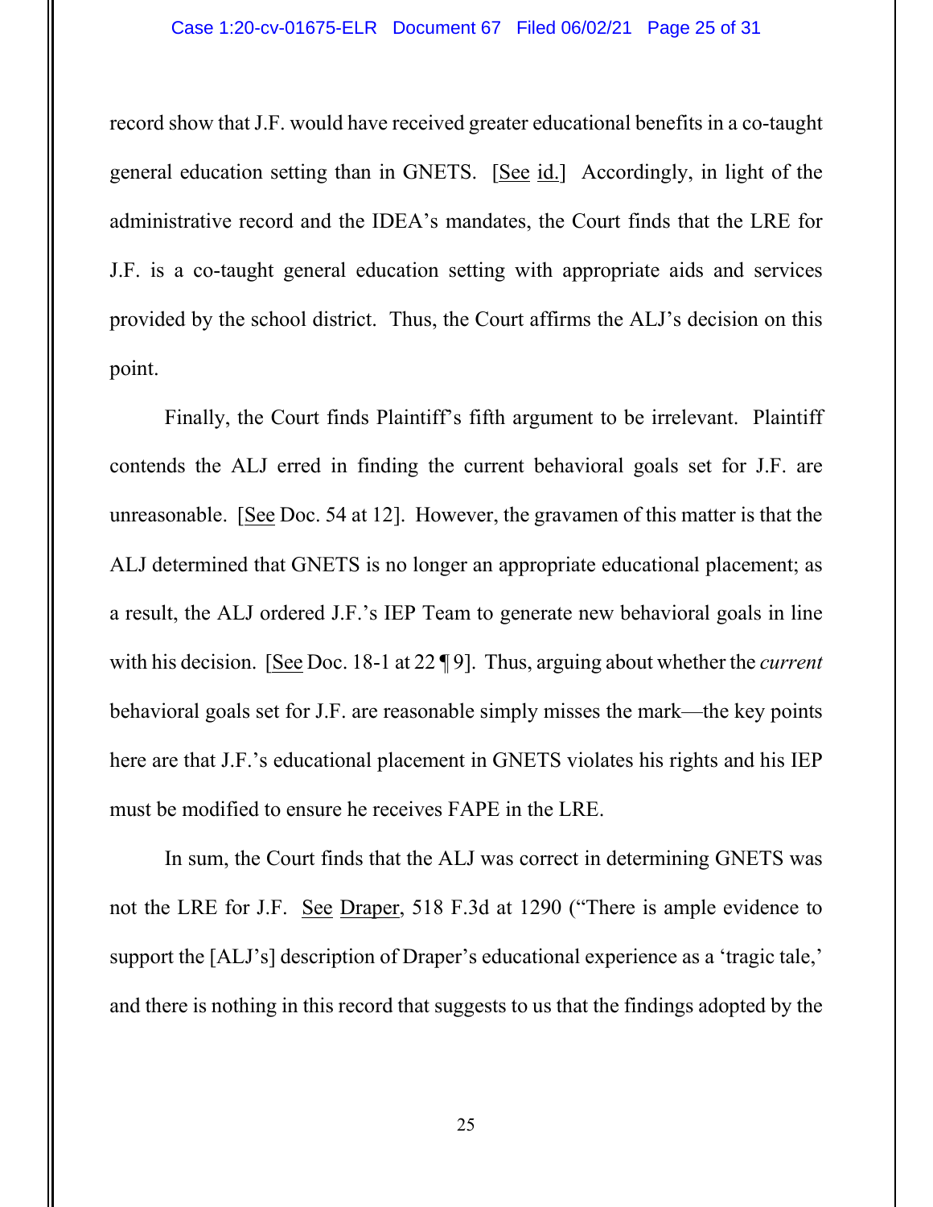record show that J.F. would have received greater educational benefits in a co-taught general education setting than in GNETS. [See id.] Accordingly, in light of the administrative record and the IDEA's mandates, the Court finds that the LRE for J.F. is a co-taught general education setting with appropriate aids and services provided by the school district. Thus, the Court affirms the ALJ's decision on this point.

Finally, the Court finds Plaintiff's fifth argument to be irrelevant. Plaintiff contends the ALJ erred in finding the current behavioral goals set for J.F. are unreasonable. [See Doc. 54 at 12]. However, the gravamen of this matter is that the ALJ determined that GNETS is no longer an appropriate educational placement; as a result, the ALJ ordered J.F.'s IEP Team to generate new behavioral goals in line with his decision. [See Doc. 18-1 at 22 ¶ 9]. Thus, arguing about whether the *current* behavioral goals set for J.F. are reasonable simply misses the mark—the key points here are that J.F.'s educational placement in GNETS violates his rights and his IEP must be modified to ensure he receives FAPE in the LRE.

In sum, the Court finds that the ALJ was correct in determining GNETS was not the LRE for J.F. See Draper, 518 F.3d at 1290 ("There is ample evidence to support the [ALJ's] description of Draper's educational experience as a 'tragic tale,' and there is nothing in this record that suggests to us that the findings adopted by the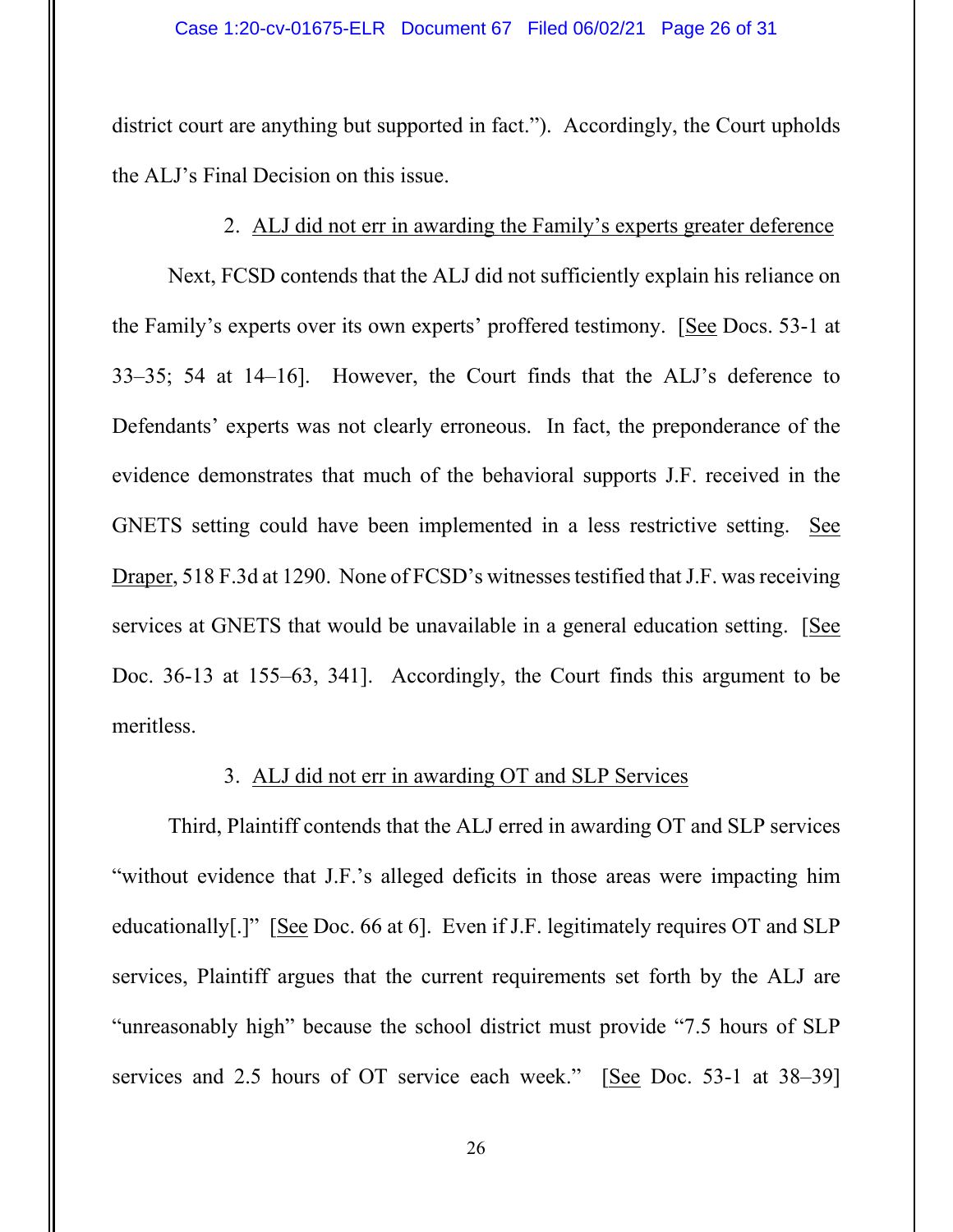district court are anything but supported in fact."). Accordingly, the Court upholds the ALJ's Final Decision on this issue.

2. ALJ did not err in awarding the Family's experts greater deference

Next, FCSD contends that the ALJ did not sufficiently explain his reliance on the Family's experts over its own experts' proffered testimony. [See Docs. 53-1 at 33–35; 54 at 14–16]. However, the Court finds that the ALJ's deference to Defendants' experts was not clearly erroneous. In fact, the preponderance of the evidence demonstrates that much of the behavioral supports J.F. received in the GNETS setting could have been implemented in a less restrictive setting. See Draper, 518 F.3d at 1290. None of FCSD's witnesses testified that J.F. was receiving services at GNETS that would be unavailable in a general education setting. [See Doc. 36-13 at 155–63, 341]. Accordingly, the Court finds this argument to be meritless.

3. ALJ did not err in awarding OT and SLP Services

Third, Plaintiff contends that the ALJ erred in awarding OT and SLP services "without evidence that J.F.'s alleged deficits in those areas were impacting him educationally[.]" [See Doc. 66 at 6]. Even if J.F. legitimately requires OT and SLP services, Plaintiff argues that the current requirements set forth by the ALJ are "unreasonably high" because the school district must provide "7.5 hours of SLP services and 2.5 hours of OT service each week." [See Doc. 53-1 at 38–39]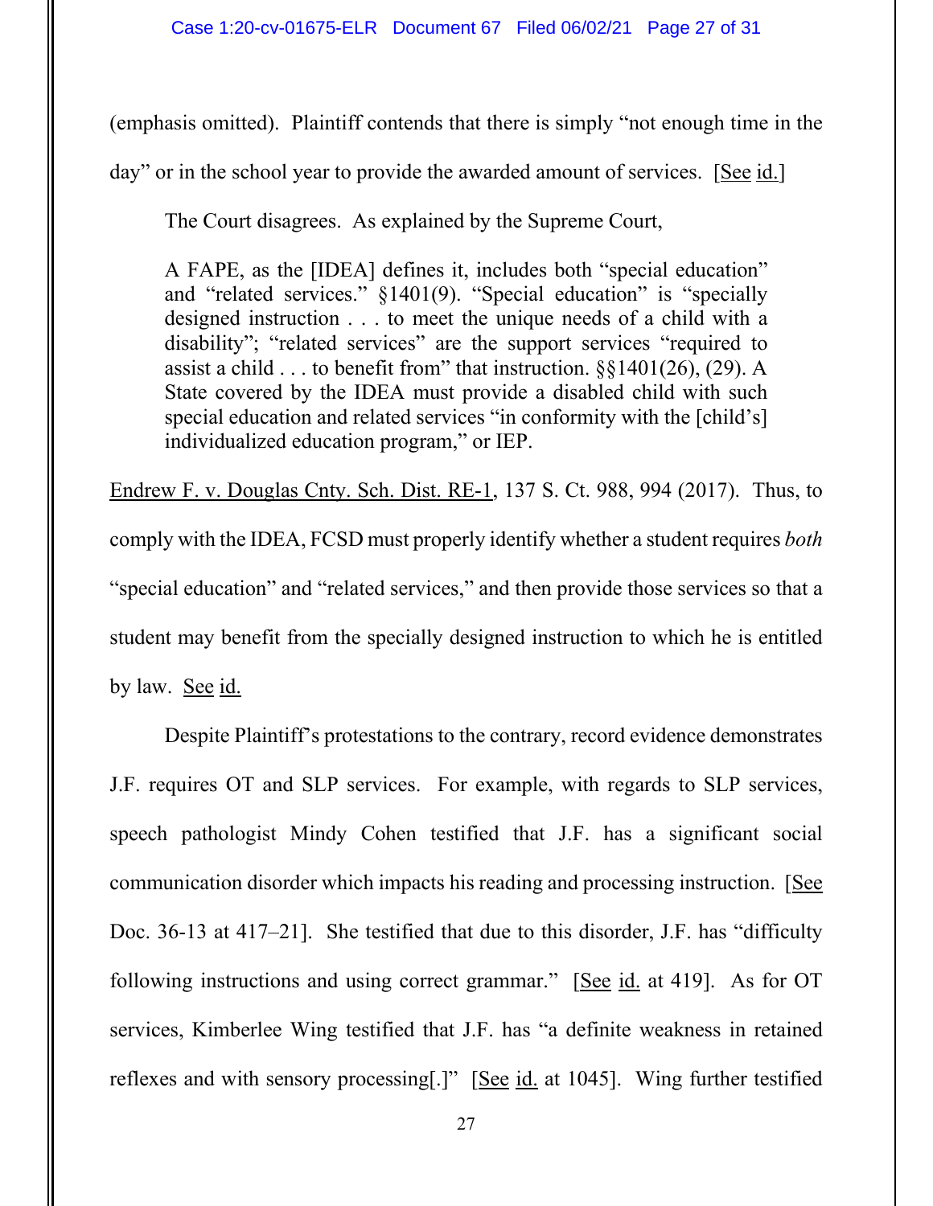(emphasis omitted). Plaintiff contends that there is simply "not enough time in the day" or in the school year to provide the awarded amount of services. [See id.]

The Court disagrees. As explained by the Supreme Court,

> A FAPE, as the [IDEA] defines it, includes both "special education" and "related services." §1401(9). "Special education" is "specially designed instruction . . . to meet the unique needs of a child with a disability"; "related services" are the support services "required to assist a child . . . to benefit from" that instruction. §§1401(26), (29). A State covered by the IDEA must provide a disabled child with such special education and related services "in conformity with the [child's] individualized education program," or IEP.

Endrew F. v. Douglas Cnty. Sch. Dist. RE-1, 137 S. Ct. 988, 994 (2017). Thus, to comply with the IDEA, FCSD must properly identify whether a student requires *both* "special education" and "related services," and then provide those services so that a student may benefit from the specially designed instruction to which he is entitled by law. See id.

Despite Plaintiff's protestations to the contrary, record evidence demonstrates J.F. requires OT and SLP services. For example, with regards to SLP services, speech pathologist Mindy Cohen testified that J.F. has a significant social communication disorder which impacts his reading and processing instruction. [See Doc. 36-13 at 417–21]. She testified that due to this disorder, J.F. has "difficulty following instructions and using correct grammar." [See id. at 419]. As for OT services, Kimberlee Wing testified that J.F. has "a definite weakness in retained reflexes and with sensory processing[.]" [See id. at 1045]. Wing further testified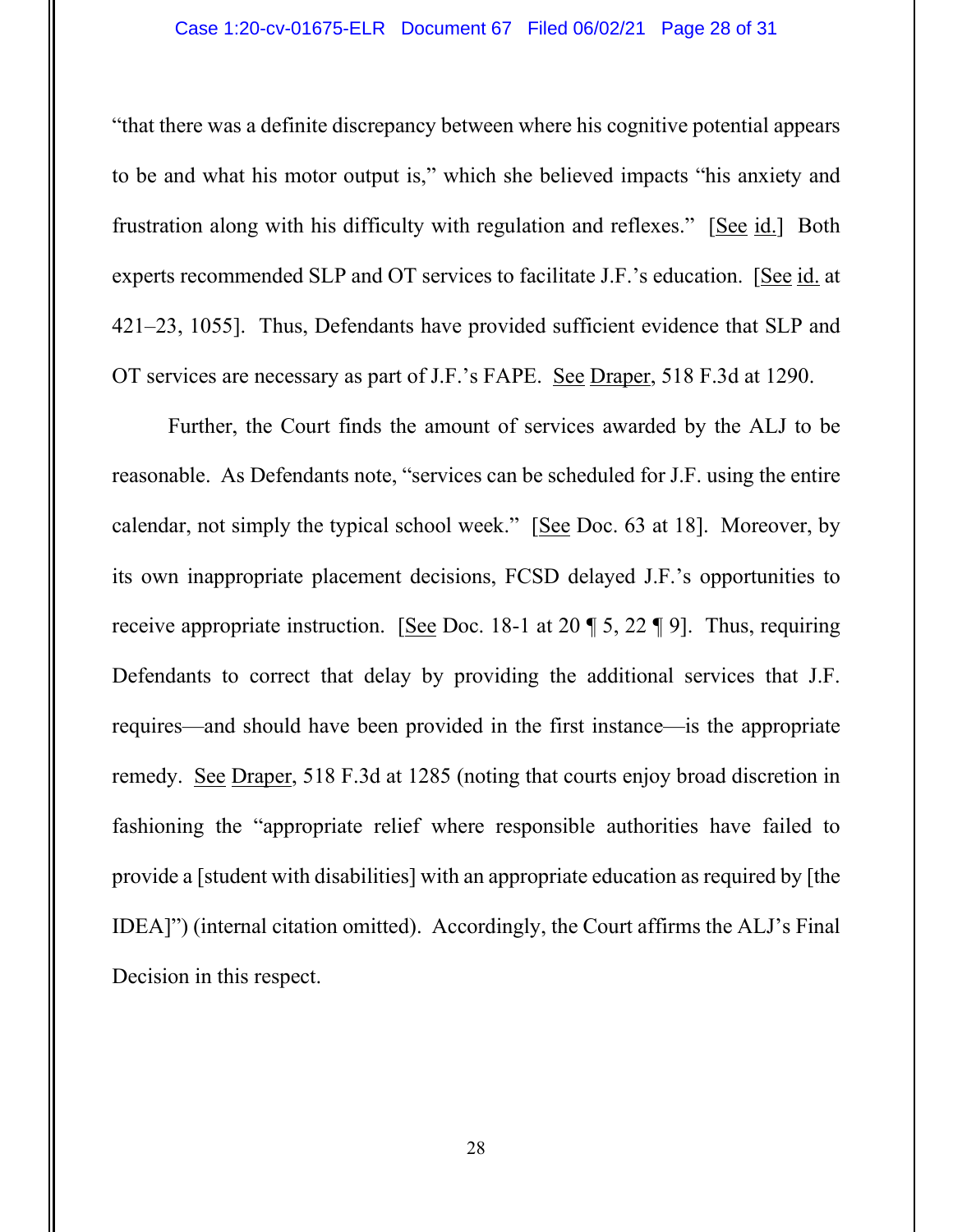"that there was a definite discrepancy between where his cognitive potential appears to be and what his motor output is," which she believed impacts "his anxiety and frustration along with his difficulty with regulation and reflexes." [See id.] Both experts recommended SLP and OT services to facilitate J.F.'s education. [See id. at 421–23, 1055]. Thus, Defendants have provided sufficient evidence that SLP and OT services are necessary as part of J.F.'s FAPE. See Draper, 518 F.3d at 1290.

Further, the Court finds the amount of services awarded by the ALJ to be reasonable. As Defendants note, "services can be scheduled for J.F. using the entire calendar, not simply the typical school week." [See Doc. 63 at 18]. Moreover, by its own inappropriate placement decisions, FCSD delayed J.F.'s opportunities to receive appropriate instruction. [See Doc. 18-1 at 20 ¶ 5, 22 ¶ 9]. Thus, requiring Defendants to correct that delay by providing the additional services that J.F. requires—and should have been provided in the first instance—is the appropriate remedy. See Draper, 518 F.3d at 1285 (noting that courts enjoy broad discretion in fashioning the "appropriate relief where responsible authorities have failed to provide a [student with disabilities] with an appropriate education as required by [the IDEA]") (internal citation omitted). Accordingly, the Court affirms the ALJ's Final Decision in this respect.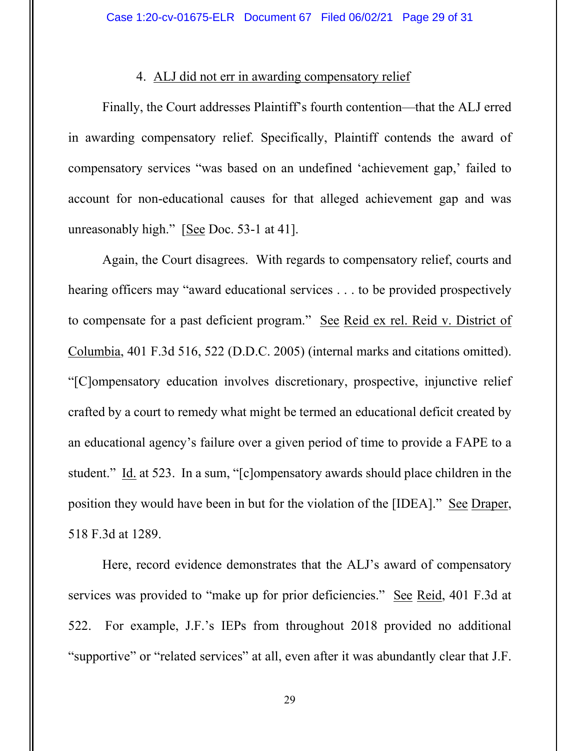4. ALJ did not err in awarding compensatory relief

Finally, the Court addresses Plaintiff's fourth contention—that the ALJ erred in awarding compensatory relief. Specifically, Plaintiff contends the award of compensatory services "was based on an undefined 'achievement gap,' failed to account for non-educational causes for that alleged achievement gap and was unreasonably high." [See Doc. 53-1 at 41].

Again, the Court disagrees. With regards to compensatory relief, courts and hearing officers may "award educational services . . . to be provided prospectively to compensate for a past deficient program." See Reid ex rel. Reid v. District of Columbia, 401 F.3d 516, 522 (D.D.C. 2005) (internal marks and citations omitted). "[C]ompensatory education involves discretionary, prospective, injunctive relief crafted by a court to remedy what might be termed an educational deficit created by an educational agency's failure over a given period of time to provide a FAPE to a student." Id. at 523. In a sum, "[c]ompensatory awards should place children in the position they would have been in but for the violation of the [IDEA]." See Draper, 518 F.3d at 1289.

Here, record evidence demonstrates that the ALJ's award of compensatory services was provided to "make up for prior deficiencies." See Reid, 401 F.3d at 522. For example, J.F.'s IEPs from throughout 2018 provided no additional "supportive" or "related services" at all, even after it was abundantly clear that J.F.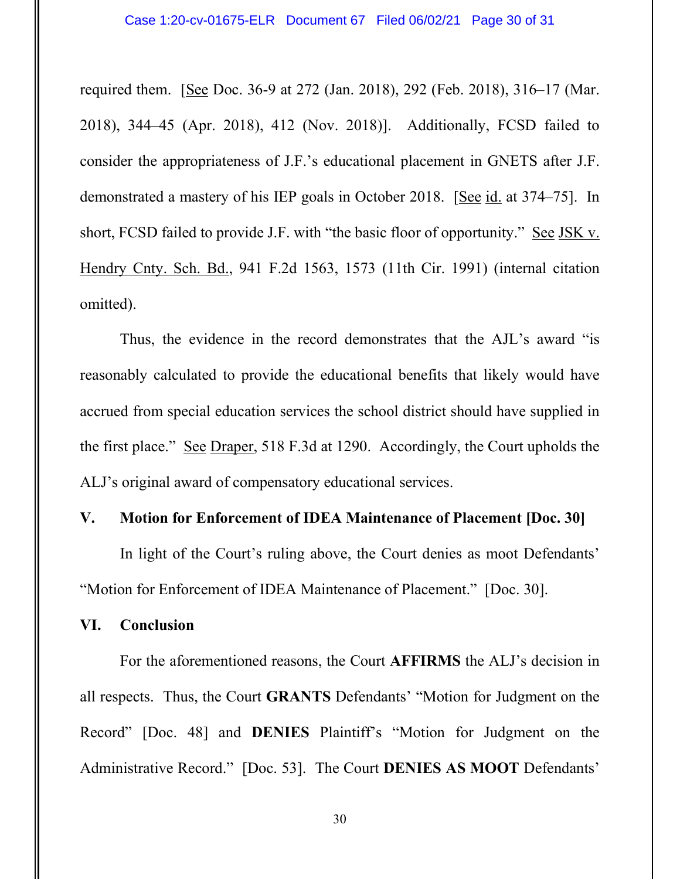required them. [See Doc. 36-9 at 272 (Jan. 2018), 292 (Feb. 2018), 316–17 (Mar. 2018), 344–45 (Apr. 2018), 412 (Nov. 2018)]. Additionally, FCSD failed to consider the appropriateness of J.F.'s educational placement in GNETS after J.F. demonstrated a mastery of his IEP goals in October 2018. [See id. at 374–75]. In short, FCSD failed to provide J.F. with "the basic floor of opportunity." See JSK v. Hendry Cnty. Sch. Bd., 941 F.2d 1563, 1573 (11th Cir. 1991) (internal citation omitted).

Thus, the evidence in the record demonstrates that the AJL's award "is reasonably calculated to provide the educational benefits that likely would have accrued from special education services the school district should have supplied in the first place." See Draper, 518 F.3d at 1290. Accordingly, the Court upholds the ALJ's original award of compensatory educational services.

## V. Motion for Enforcement of IDEA Maintenance of Placement [Doc. 30]

In light of the Court's ruling above, the Court denies as moot Defendants' "Motion for Enforcement of IDEA Maintenance of Placement." [Doc. 30].

## VI. Conclusion

For the aforementioned reasons, the Court **AFFIRMS** the ALJ's decision in all respects. Thus, the Court **GRANTS** Defendants' "Motion for Judgment on the Record" [Doc. 48] and **DENIES** Plaintiff's "Motion for Judgment on the Administrative Record." [Doc. 53]. The Court **DENIES AS MOOT** Defendants'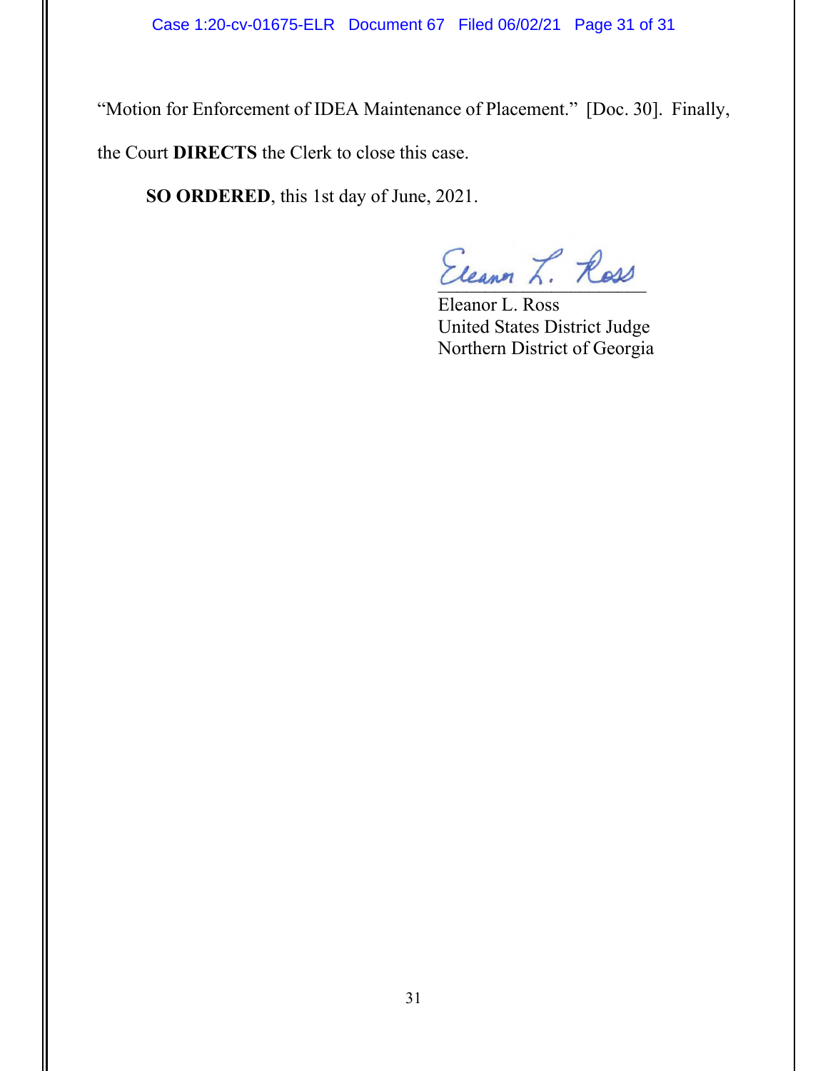"Motion for Enforcement of IDEA Maintenance of Placement." [Doc. 30]. Finally, the Court **DIRECTS** the Clerk to close this case.

**SO ORDERED**, this 1st day of June, 2021.

Eleanor L. Ross
United States District Judge
Northern District of Georgia